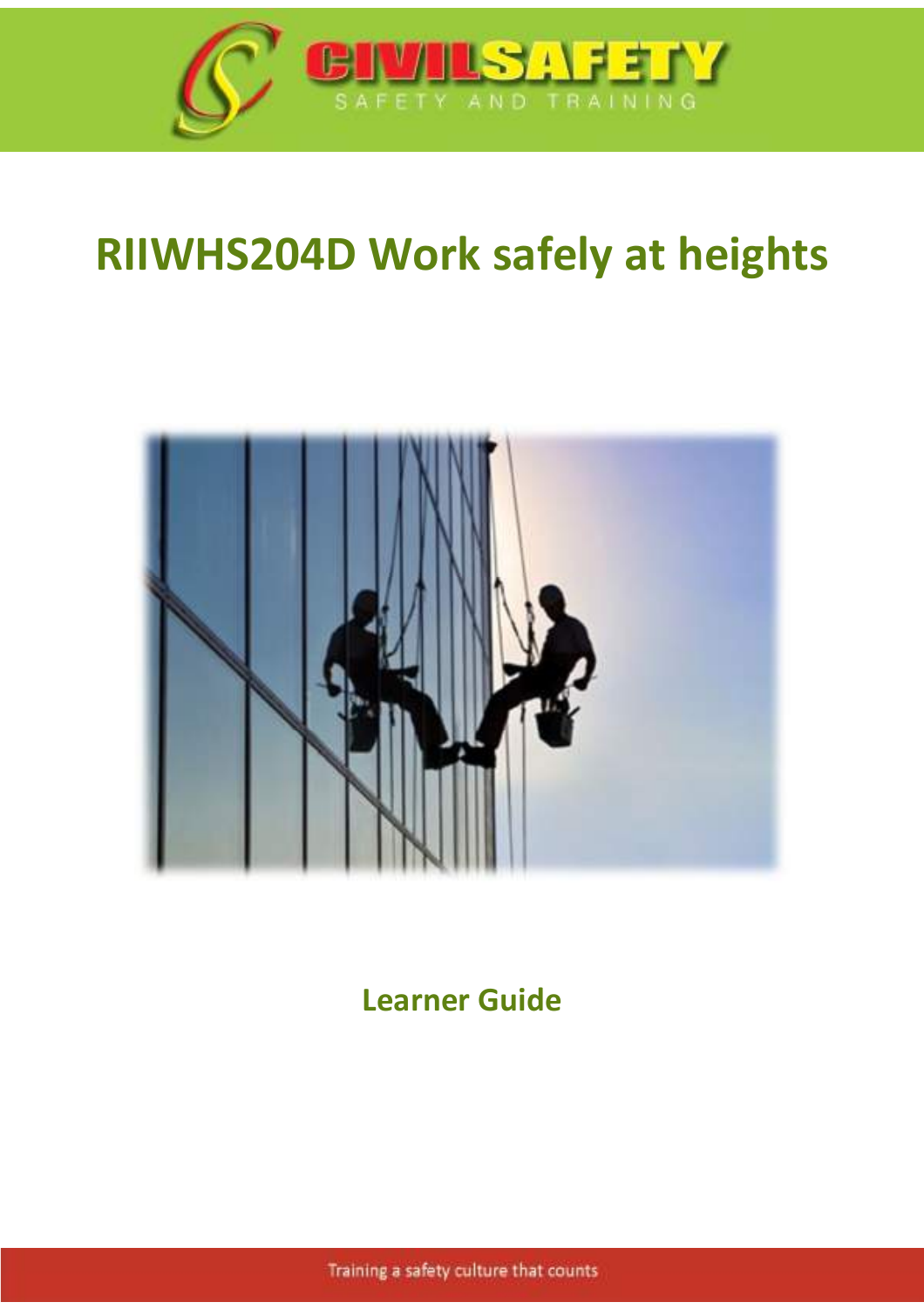CIVILSAFETY

SAFETY AND TRAINING

# RIIWHS204D Work safely at heights

**Learner Guide**

Training a safety culture that counts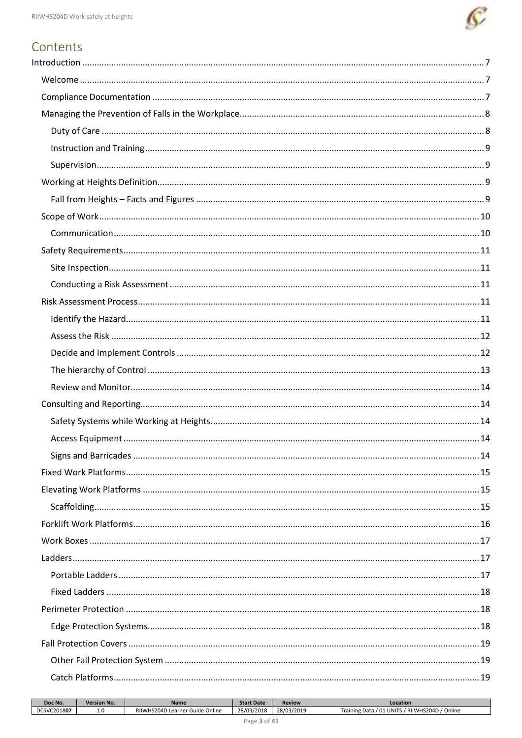# Contents

- Introduction ..... 7
  - Welcome ..... 7
  - Compliance Documentation ..... 7
  - Managing the Prevention of Falls in the Workplace ..... 8
    - Duty of Care ..... 8
    - Instruction and Training ..... 9
    - Supervision ..... 9
  - Working at Heights Definition ..... 9
    - Fall from Heights – Facts and Figures ..... 9
  - Scope of Work ..... 10
    - Communication ..... 10
  - Safety Requirements ..... 11
    - Site Inspection ..... 11
    - Conducting a Risk Assessment ..... 11
  - Risk Assessment Process ..... 11
    - Identify the Hazard ..... 11
    - Assess the Risk ..... 12
    - Decide and Implement Controls ..... 12
    - The hierarchy of Control ..... 13
    - Review and Monitor ..... 14
  - Consulting and Reporting ..... 14
    - Safety Systems while Working at Heights ..... 14
    - Access Equipment ..... 14
    - Signs and Barricades ..... 14
  - Fixed Work Platforms ..... 15
  - Elevating Work Platforms ..... 15
    - Scaffolding ..... 15
  - Forklift Work Platforms ..... 16
  - Work Boxes ..... 17
  - Ladders ..... 17
    - Portable Ladders ..... 17
    - Fixed Ladders ..... 18
  - Perimeter Protection ..... 18
    - Edge Protection Systems ..... 18
  - Fall Protection Covers ..... 19
    - Other Fall Protection System ..... 19
    - Catch Platforms ..... 19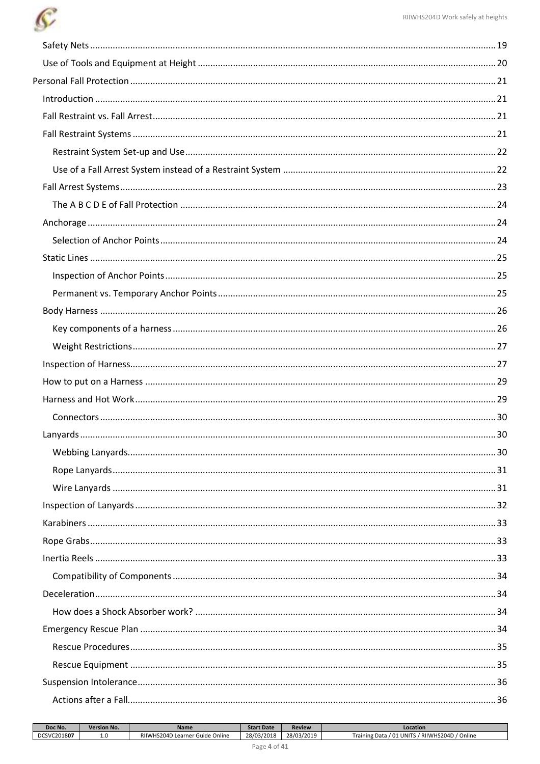- Safety Nets ............ 19
- Use of Tools and Equipment at Height ............ 20

Personal Fall Protection ............ 21

- Introduction ............ 21
- Fall Restraint vs. Fall Arrest ............ 21
- Fall Restraint Systems ............ 21
  - Restraint System Set-up and Use ............ 22
  - Use of a Fall Arrest System instead of a Restraint System ............ 22
- Fall Arrest Systems ............ 23
  - The A B C D E of Fall Protection ............ 24
- Anchorage ............ 24
  - Selection of Anchor Points ............ 24
- Static Lines ............ 25
  - Inspection of Anchor Points ............ 25
  - Permanent vs. Temporary Anchor Points ............ 25
- Body Harness ............ 26
  - Key components of a harness ............ 26
  - Weight Restrictions ............ 27
- Inspection of Harness ............ 27
- How to put on a Harness ............ 29
- Harness and Hot Work ............ 29
  - Connectors ............ 30
- Lanyards ............ 30
  - Webbing Lanyards ............ 30
  - Rope Lanyards ............ 31
  - Wire Lanyards ............ 31
- Inspection of Lanyards ............ 32
- Karabiners ............ 33
- Rope Grabs ............ 33
- Inertia Reels ............ 33
  - Compatibility of Components ............ 34
- Deceleration ............ 34
  - How does a Shock Absorber work? ............ 34
- Emergency Rescue Plan ............ 34
  - Rescue Procedures ............ 35
  - Rescue Equipment ............ 35
- Suspension Intolerance ............ 36
  - Actions after a Fall ............ 36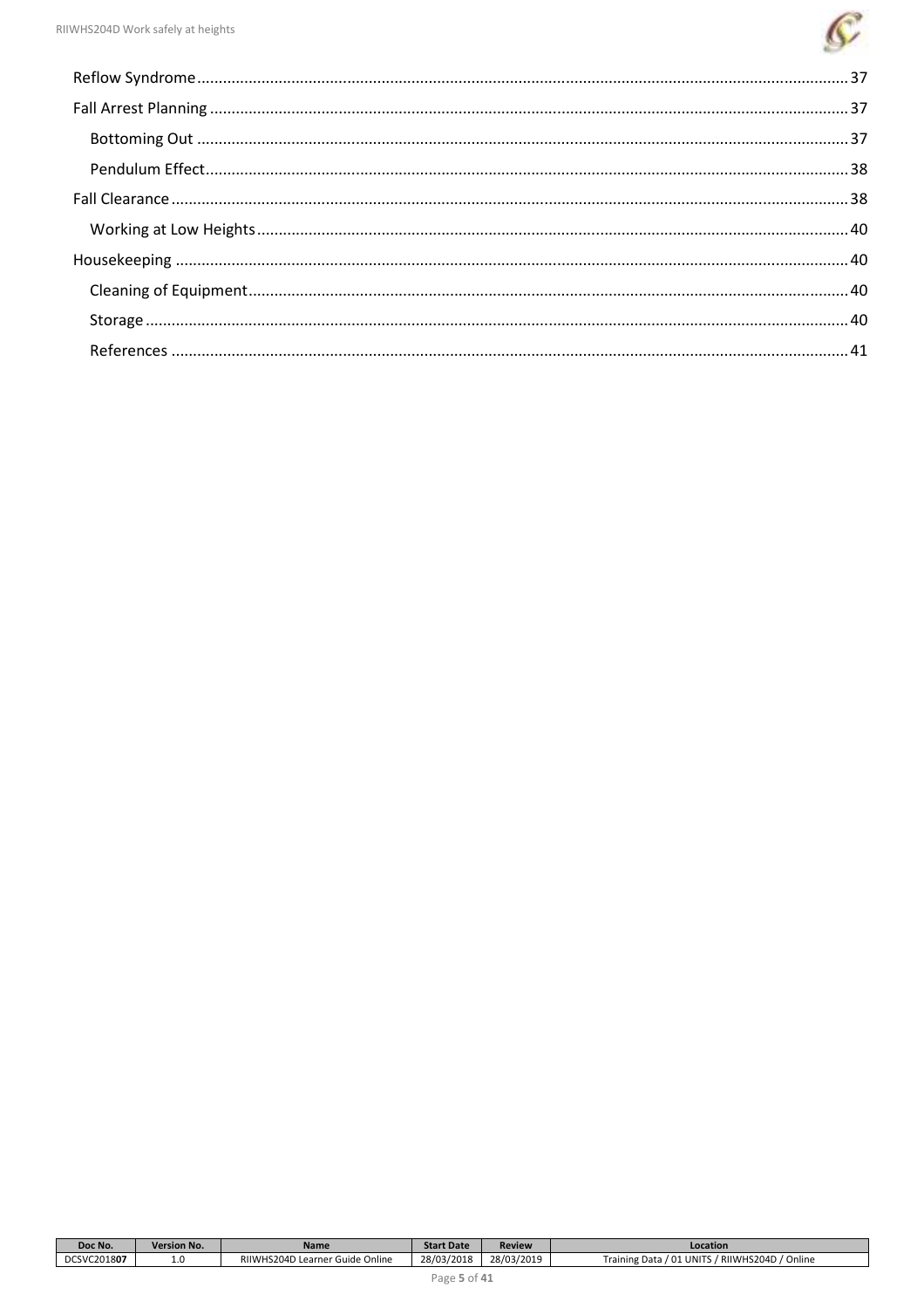Reflow Syndrome .......... 37

Fall Arrest Planning .......... 37

- Bottoming Out .......... 37
- Pendulum Effect .......... 38

Fall Clearance .......... 38

- Working at Low Heights .......... 40

Housekeeping .......... 40

- Cleaning of Equipment .......... 40
- Storage .......... 40
- References .......... 41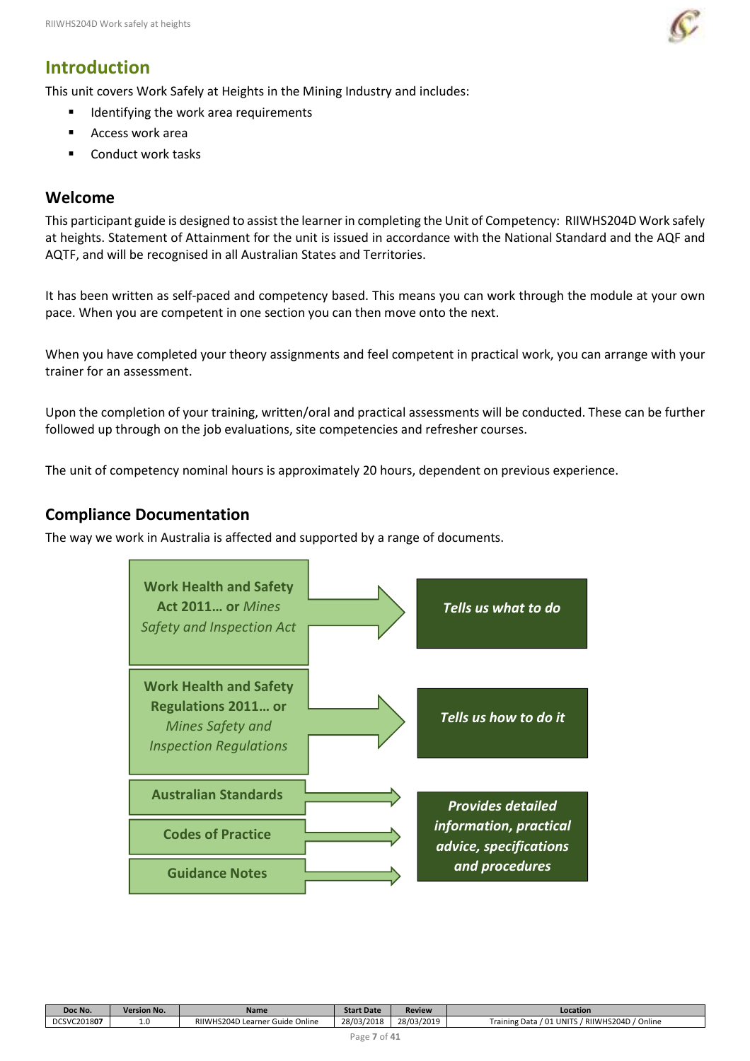## Introduction

This unit covers Work Safely at Heights in the Mining Industry and includes:

- Identifying the work area requirements
- Access work area
- Conduct work tasks

### Welcome

This participant guide is designed to assist the learner in completing the Unit of Competency: RIIWHS204D Work safely at heights. Statement of Attainment for the unit is issued in accordance with the National Standard and the AQF and AQTF, and will be recognised in all Australian States and Territories.

It has been written as self-paced and competency based. This means you can work through the module at your own pace. When you are competent in one section you can then move onto the next.

When you have completed your theory assignments and feel competent in practical work, you can arrange with your trainer for an assessment.

Upon the completion of your training, written/oral and practical assessments will be conducted. These can be further followed up through on the job evaluations, site competencies and refresher courses.

The unit of competency nominal hours is approximately 20 hours, dependent on previous experience.

### Compliance Documentation

The way we work in Australia is affected and supported by a range of documents.

**Work Health and Safety Act 2011… or** *Mines Safety and Inspection Act* → ***Tells us what to do***

**Work Health and Safety Regulations 2011… or** *Mines Safety and Inspection Regulations* → ***Tells us how to do it***

**Australian Standards**
**Codes of Practice**
**Guidance Notes**
→ ***Provides detailed information, practical advice, specifications and procedures***

| Doc No. | Version No. | Name | Start Date | Review | Location |
|---|---|---|---|---|---|
| DCSVC201807 | 1.0 | RIIWHS204D Learner Guide Online | 28/03/2018 | 28/03/2019 | Training Data / 01 UNITS / RIIWHS204D / Online |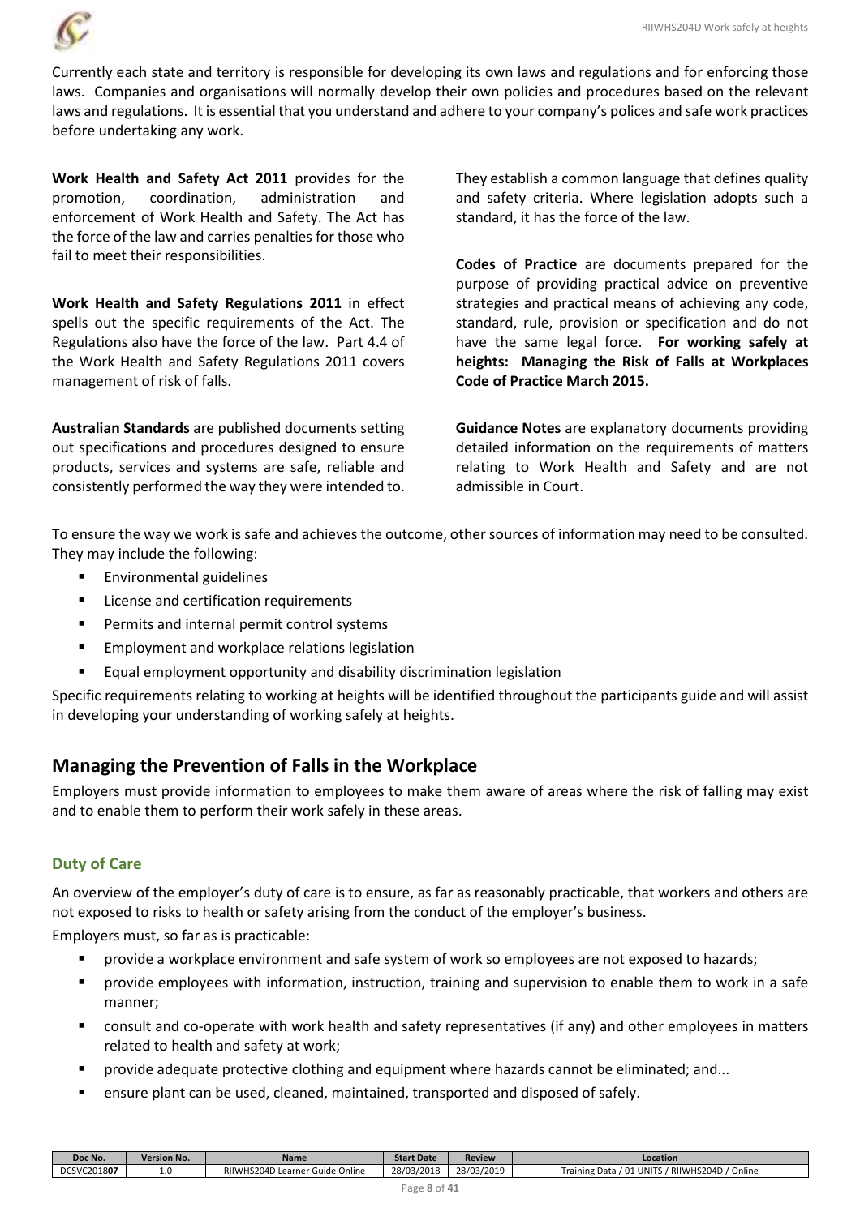Currently each state and territory is responsible for developing its own laws and regulations and for enforcing those laws. Companies and organisations will normally develop their own policies and procedures based on the relevant laws and regulations. It is essential that you understand and adhere to your company's polices and safe work practices before undertaking any work.

**Work Health and Safety Act 2011** provides for the promotion, coordination, administration and enforcement of Work Health and Safety. The Act has the force of the law and carries penalties for those who fail to meet their responsibilities.

**Work Health and Safety Regulations 2011** in effect spells out the specific requirements of the Act. The Regulations also have the force of the law. Part 4.4 of the Work Health and Safety Regulations 2011 covers management of risk of falls.

**Australian Standards** are published documents setting out specifications and procedures designed to ensure products, services and systems are safe, reliable and consistently performed the way they were intended to. They establish a common language that defines quality and safety criteria. Where legislation adopts such a standard, it has the force of the law.

**Codes of Practice** are documents prepared for the purpose of providing practical advice on preventive strategies and practical means of achieving any code, standard, rule, provision or specification and do not have the same legal force. **For working safely at heights: Managing the Risk of Falls at Workplaces Code of Practice March 2015.**

**Guidance Notes** are explanatory documents providing detailed information on the requirements of matters relating to Work Health and Safety and are not admissible in Court.

To ensure the way we work is safe and achieves the outcome, other sources of information may need to be consulted. They may include the following:

- Environmental guidelines
- License and certification requirements
- Permits and internal permit control systems
- Employment and workplace relations legislation
- Equal employment opportunity and disability discrimination legislation

Specific requirements relating to working at heights will be identified throughout the participants guide and will assist in developing your understanding of working safely at heights.

## Managing the Prevention of Falls in the Workplace

Employers must provide information to employees to make them aware of areas where the risk of falling may exist and to enable them to perform their work safely in these areas.

### Duty of Care

An overview of the employer's duty of care is to ensure, as far as reasonably practicable, that workers and others are not exposed to risks to health or safety arising from the conduct of the employer's business.

Employers must, so far as is practicable:

- provide a workplace environment and safe system of work so employees are not exposed to hazards;
- provide employees with information, instruction, training and supervision to enable them to work in a safe manner;
- consult and co-operate with work health and safety representatives (if any) and other employees in matters related to health and safety at work;
- provide adequate protective clothing and equipment where hazards cannot be eliminated; and...
- ensure plant can be used, cleaned, maintained, transported and disposed of safely.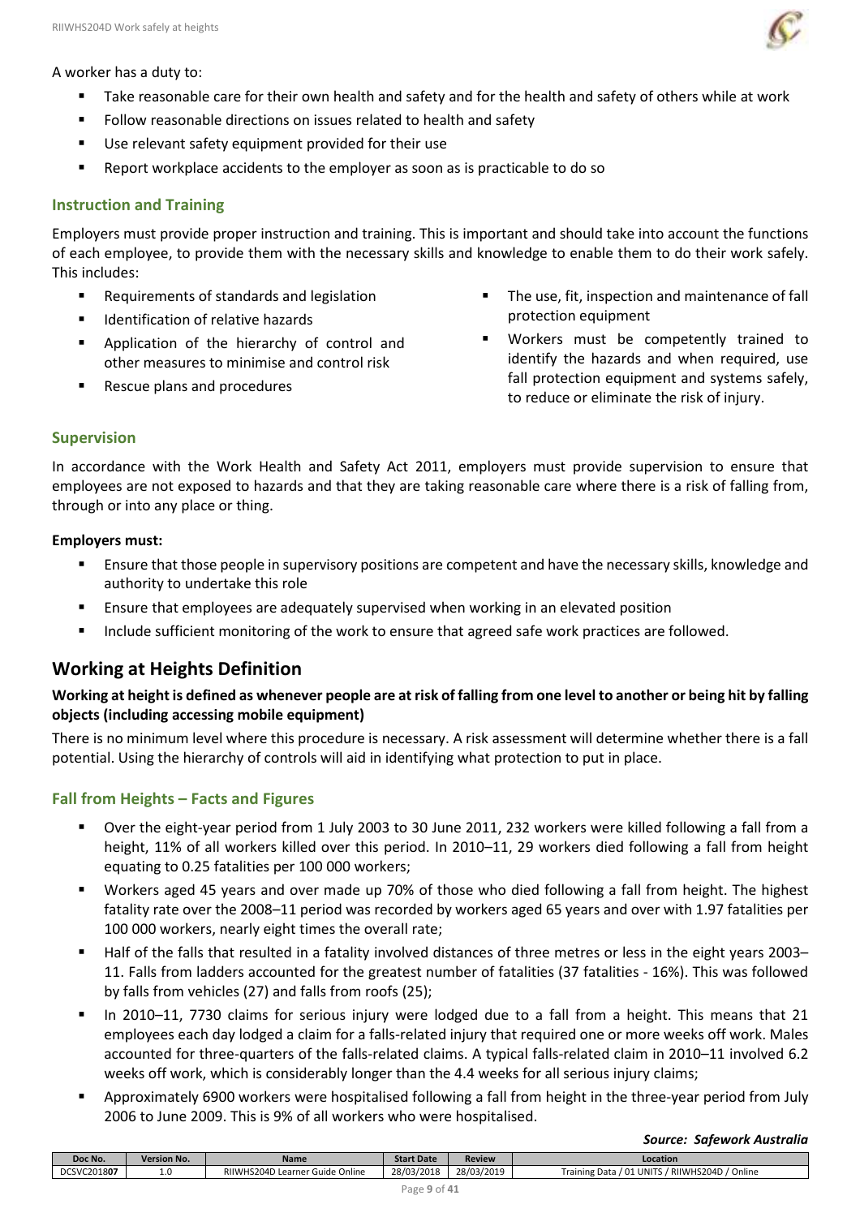A worker has a duty to:

- Take reasonable care for their own health and safety and for the health and safety of others while at work
- Follow reasonable directions on issues related to health and safety
- Use relevant safety equipment provided for their use
- Report workplace accidents to the employer as soon as is practicable to do so

### Instruction and Training

Employers must provide proper instruction and training. This is important and should take into account the functions of each employee, to provide them with the necessary skills and knowledge to enable them to do their work safely. This includes:

- Requirements of standards and legislation
- Identification of relative hazards
- Application of the hierarchy of control and other measures to minimise and control risk
- Rescue plans and procedures
- The use, fit, inspection and maintenance of fall protection equipment
- Workers must be competently trained to identify the hazards and when required, use fall protection equipment and systems safely, to reduce or eliminate the risk of injury.

### Supervision

In accordance with the Work Health and Safety Act 2011, employers must provide supervision to ensure that employees are not exposed to hazards and that they are taking reasonable care where there is a risk of falling from, through or into any place or thing.

**Employers must:**

- Ensure that those people in supervisory positions are competent and have the necessary skills, knowledge and authority to undertake this role
- Ensure that employees are adequately supervised when working in an elevated position
- Include sufficient monitoring of the work to ensure that agreed safe work practices are followed.

## Working at Heights Definition

**Working at height is defined as whenever people are at risk of falling from one level to another or being hit by falling objects (including accessing mobile equipment)**

There is no minimum level where this procedure is necessary. A risk assessment will determine whether there is a fall potential. Using the hierarchy of controls will aid in identifying what protection to put in place.

### Fall from Heights – Facts and Figures

- Over the eight-year period from 1 July 2003 to 30 June 2011, 232 workers were killed following a fall from a height, 11% of all workers killed over this period. In 2010–11, 29 workers died following a fall from height equating to 0.25 fatalities per 100 000 workers;
- Workers aged 45 years and over made up 70% of those who died following a fall from height. The highest fatality rate over the 2008–11 period was recorded by workers aged 65 years and over with 1.97 fatalities per 100 000 workers, nearly eight times the overall rate;
- Half of the falls that resulted in a fatality involved distances of three metres or less in the eight years 2003–11. Falls from ladders accounted for the greatest number of fatalities (37 fatalities - 16%). This was followed by falls from vehicles (27) and falls from roofs (25);
- In 2010–11, 7730 claims for serious injury were lodged due to a fall from a height. This means that 21 employees each day lodged a claim for a falls-related injury that required one or more weeks off work. Males accounted for three-quarters of the falls-related claims. A typical falls-related claim in 2010–11 involved 6.2 weeks off work, which is considerably longer than the 4.4 weeks for all serious injury claims;
- Approximately 6900 workers were hospitalised following a fall from height in the three-year period from July 2006 to June 2009. This is 9% of all workers who were hospitalised.

***Source: Safework Australia***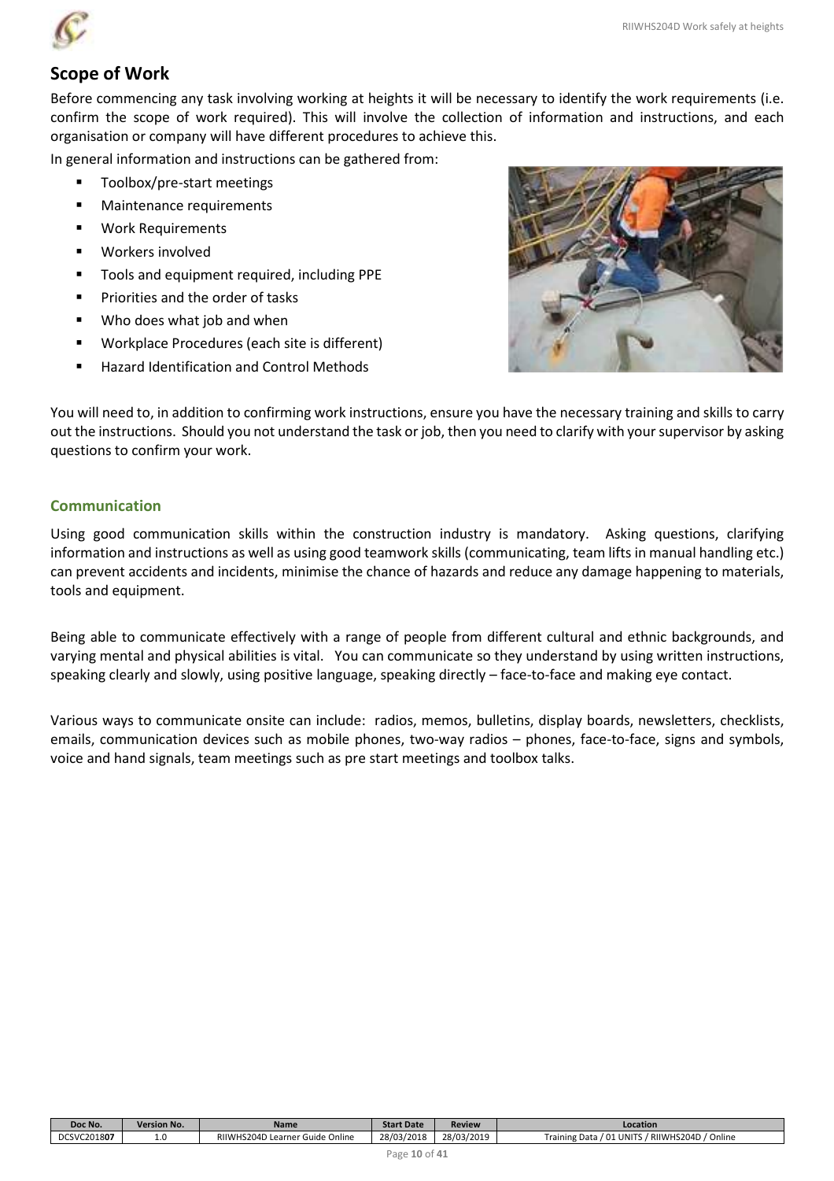## Scope of Work

Before commencing any task involving working at heights it will be necessary to identify the work requirements (i.e. confirm the scope of work required). This will involve the collection of information and instructions, and each organisation or company will have different procedures to achieve this.

In general information and instructions can be gathered from:

- Toolbox/pre-start meetings
- Maintenance requirements
- Work Requirements
- Workers involved
- Tools and equipment required, including PPE
- Priorities and the order of tasks
- Who does what job and when
- Workplace Procedures (each site is different)
- Hazard Identification and Control Methods

You will need to, in addition to confirming work instructions, ensure you have the necessary training and skills to carry out the instructions. Should you not understand the task or job, then you need to clarify with your supervisor by asking questions to confirm your work.

### Communication

Using good communication skills within the construction industry is mandatory. Asking questions, clarifying information and instructions as well as using good teamwork skills (communicating, team lifts in manual handling etc.) can prevent accidents and incidents, minimise the chance of hazards and reduce any damage happening to materials, tools and equipment.

Being able to communicate effectively with a range of people from different cultural and ethnic backgrounds, and varying mental and physical abilities is vital. You can communicate so they understand by using written instructions, speaking clearly and slowly, using positive language, speaking directly – face-to-face and making eye contact.

Various ways to communicate onsite can include: radios, memos, bulletins, display boards, newsletters, checklists, emails, communication devices such as mobile phones, two-way radios – phones, face-to-face, signs and symbols, voice and hand signals, team meetings such as pre start meetings and toolbox talks.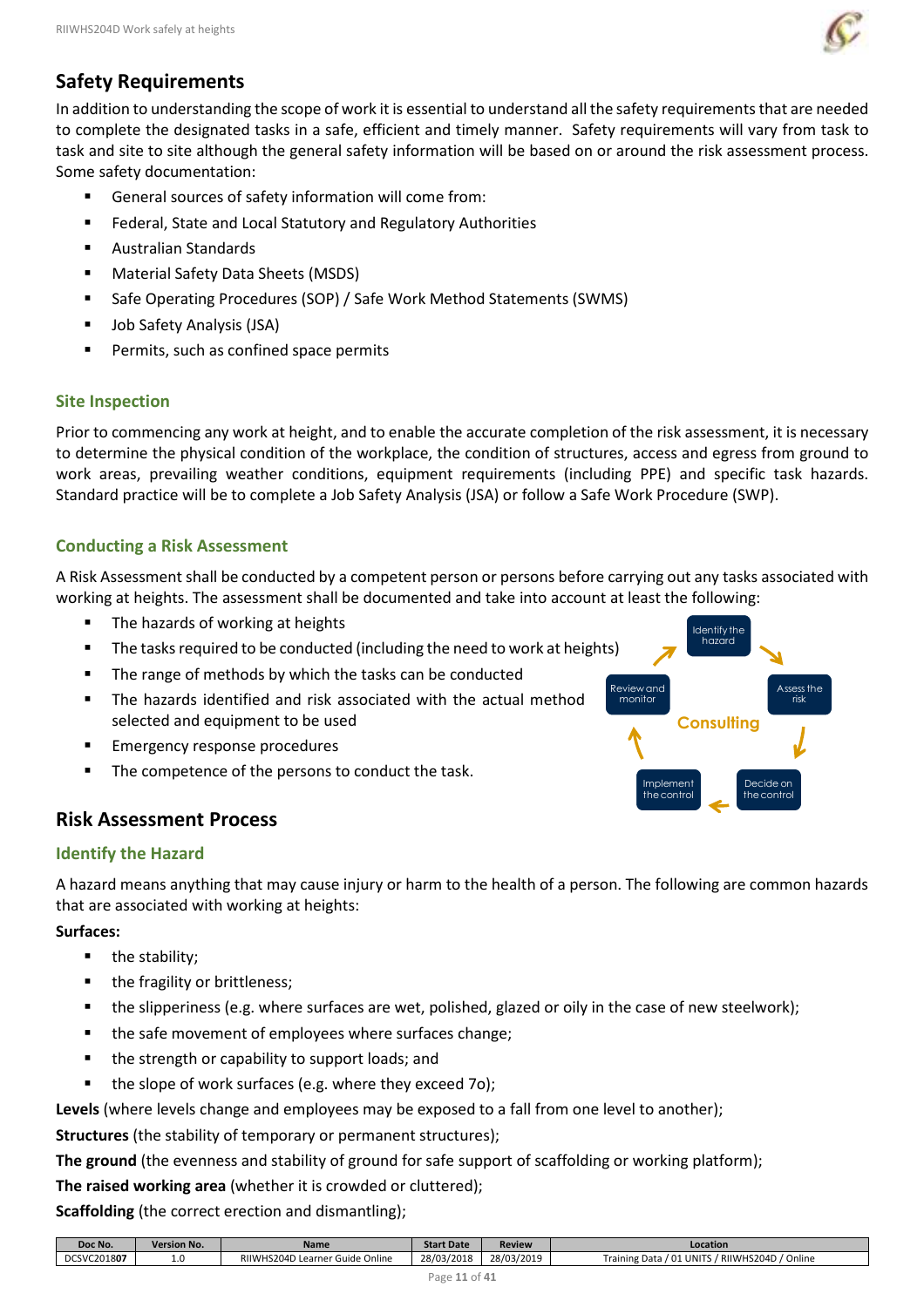## Safety Requirements

In addition to understanding the scope of work it is essential to understand all the safety requirements that are needed to complete the designated tasks in a safe, efficient and timely manner. Safety requirements will vary from task to task and site to site although the general safety information will be based on or around the risk assessment process. Some safety documentation:

- General sources of safety information will come from:
- Federal, State and Local Statutory and Regulatory Authorities
- Australian Standards
- Material Safety Data Sheets (MSDS)
- Safe Operating Procedures (SOP) / Safe Work Method Statements (SWMS)
- Job Safety Analysis (JSA)
- Permits, such as confined space permits

### Site Inspection

Prior to commencing any work at height, and to enable the accurate completion of the risk assessment, it is necessary to determine the physical condition of the workplace, the condition of structures, access and egress from ground to work areas, prevailing weather conditions, equipment requirements (including PPE) and specific task hazards. Standard practice will be to complete a Job Safety Analysis (JSA) or follow a Safe Work Procedure (SWP).

### Conducting a Risk Assessment

A Risk Assessment shall be conducted by a competent person or persons before carrying out any tasks associated with working at heights. The assessment shall be documented and take into account at least the following:

- The hazards of working at heights
- The tasks required to be conducted (including the need to work at heights)
- The range of methods by which the tasks can be conducted
- The hazards identified and risk associated with the actual method selected and equipment to be used
- Emergency response procedures
- The competence of the persons to conduct the task.

Identify the hazard
Assess the risk
Decide on the control
Implement the control
Review and monitor
Consulting

## Risk Assessment Process

### Identify the Hazard

A hazard means anything that may cause injury or harm to the health of a person. The following are common hazards that are associated with working at heights:

**Surfaces:**

- the stability;
- the fragility or brittleness;
- the slipperiness (e.g. where surfaces are wet, polished, glazed or oily in the case of new steelwork);
- the safe movement of employees where surfaces change;
- the strength or capability to support loads; and
- the slope of work surfaces (e.g. where they exceed 7o);

**Levels** (where levels change and employees may be exposed to a fall from one level to another);

**Structures** (the stability of temporary or permanent structures);

**The ground** (the evenness and stability of ground for safe support of scaffolding or working platform);

**The raised working area** (whether it is crowded or cluttered);

**Scaffolding** (the correct erection and dismantling);

| Doc No. | Version No. | Name | Start Date | Review | Location |
|---|---|---|---|---|---|
| DCSVC201807 | 1.0 | RIIWHS204D Learner Guide Online | 28/03/2018 | 28/03/2019 | Training Data / 01 UNITS / RIIWHS204D / Online |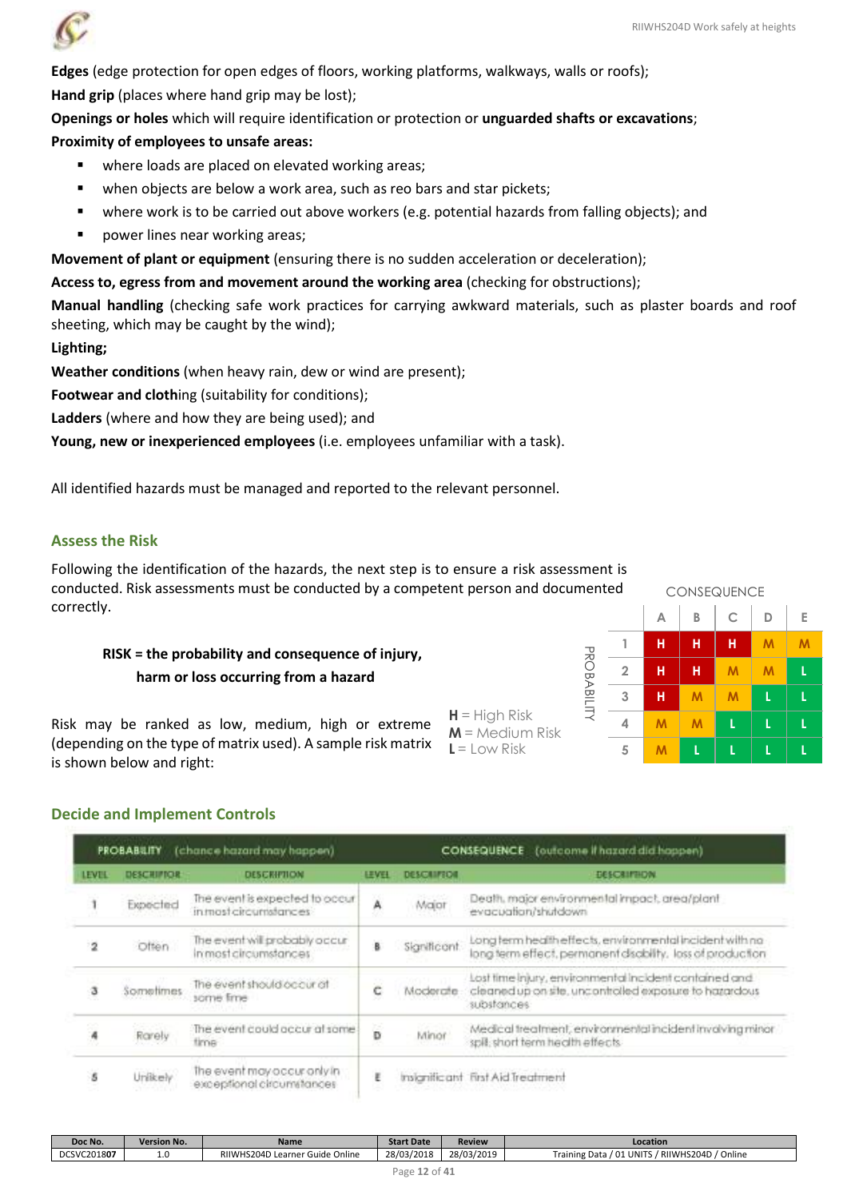**Edges** (edge protection for open edges of floors, working platforms, walkways, walls or roofs);

**Hand grip** (places where hand grip may be lost);

**Openings or holes** which will require identification or protection or **unguarded shafts or excavations**;

**Proximity of employees to unsafe areas:**

- where loads are placed on elevated working areas;
- when objects are below a work area, such as reo bars and star pickets;
- where work is to be carried out above workers (e.g. potential hazards from falling objects); and
- power lines near working areas;

**Movement of plant or equipment** (ensuring there is no sudden acceleration or deceleration);

**Access to, egress from and movement around the working area** (checking for obstructions);

**Manual handling** (checking safe work practices for carrying awkward materials, such as plaster boards and roof sheeting, which may be caught by the wind);

**Lighting;**

**Weather conditions** (when heavy rain, dew or wind are present);

**Footwear and cloth**ing (suitability for conditions);

**Ladders** (where and how they are being used); and

**Young, new or inexperienced employees** (i.e. employees unfamiliar with a task).

All identified hazards must be managed and reported to the relevant personnel.

## Assess the Risk

Following the identification of the hazards, the next step is to ensure a risk assessment is conducted. Risk assessments must be conducted by a competent person and documented correctly.

> **RISK = the probability and consequence of injury, harm or loss occurring from a hazard**

Risk may be ranked as low, medium, high or extreme (depending on the type of matrix used). A sample risk matrix is shown below and right:

**H** = High Risk
**M** = Medium Risk
**L** = Low Risk

| PROBABILITY \ CONSEQUENCE | A | B | C | D | E |
|---|---|---|---|---|---|
| 1 | H | H | H | M | M |
| 2 | H | H | M | M | L |
| 3 | H | M | M | L | L |
| 4 | M | M | L | L | L |
| 5 | M | L | L | L | L |

## Decide and Implement Controls

| PROBABILITY (chance hazard may happen) | | | CONSEQUENCE (outcome if hazard did happen) | | |
|---|---|---|---|---|---|
| LEVEL | DESCRIPTOR | DESCRIPTION | LEVEL | DESCRIPTOR | DESCRIPTION |
| 1 | Expected | The event is expected to occur in most circumstances | A | Major | Death, major environmental impact, area/plant evacuation/shutdown |
| 2 | Often | The event will probably occur in most circumstances | B | Significant | Long term health effects, environmental incident with no long term effect, permanent disability, loss of production |
| 3 | Sometimes | The event should occur at some time | C | Moderate | Lost time injury, environmental incident contained and cleaned up on site, uncontrolled exposure to hazardous substances |
| 4 | Rarely | The event could occur at some time | D | Minor | Medical treatment, environmental incident involving minor spill, short term health effects |
| 5 | Unlikely | The event may occur only in exceptional circumstances | E | Insignificant | First Aid Treatment |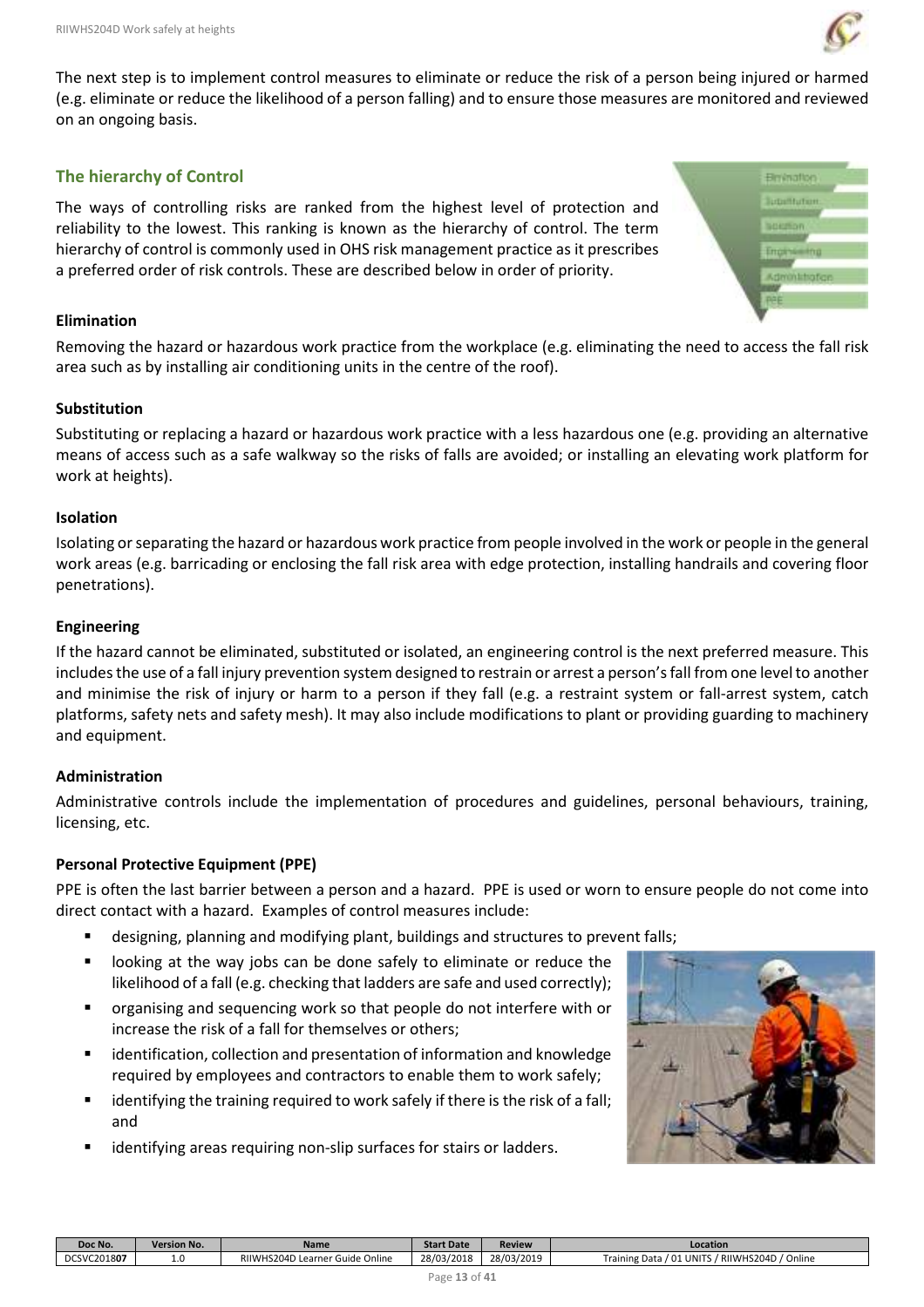The next step is to implement control measures to eliminate or reduce the risk of a person being injured or harmed (e.g. eliminate or reduce the likelihood of a person falling) and to ensure those measures are monitored and reviewed on an ongoing basis.

## The hierarchy of Control

The ways of controlling risks are ranked from the highest level of protection and reliability to the lowest. This ranking is known as the hierarchy of control. The term hierarchy of control is commonly used in OHS risk management practice as it prescribes a preferred order of risk controls. These are described below in order of priority.

Elimination
Substitution
Isolation
Engineering
Administration
PPE

### Elimination

Removing the hazard or hazardous work practice from the workplace (e.g. eliminating the need to access the fall risk area such as by installing air conditioning units in the centre of the roof).

### Substitution

Substituting or replacing a hazard or hazardous work practice with a less hazardous one (e.g. providing an alternative means of access such as a safe walkway so the risks of falls are avoided; or installing an elevating work platform for work at heights).

### Isolation

Isolating or separating the hazard or hazardous work practice from people involved in the work or people in the general work areas (e.g. barricading or enclosing the fall risk area with edge protection, installing handrails and covering floor penetrations).

### Engineering

If the hazard cannot be eliminated, substituted or isolated, an engineering control is the next preferred measure. This includes the use of a fall injury prevention system designed to restrain or arrest a person's fall from one level to another and minimise the risk of injury or harm to a person if they fall (e.g. a restraint system or fall-arrest system, catch platforms, safety nets and safety mesh). It may also include modifications to plant or providing guarding to machinery and equipment.

### Administration

Administrative controls include the implementation of procedures and guidelines, personal behaviours, training, licensing, etc.

### Personal Protective Equipment (PPE)

PPE is often the last barrier between a person and a hazard. PPE is used or worn to ensure people do not come into direct contact with a hazard. Examples of control measures include:

- designing, planning and modifying plant, buildings and structures to prevent falls;
- looking at the way jobs can be done safely to eliminate or reduce the likelihood of a fall (e.g. checking that ladders are safe and used correctly);
- organising and sequencing work so that people do not interfere with or increase the risk of a fall for themselves or others;
- identification, collection and presentation of information and knowledge required by employees and contractors to enable them to work safely;
- identifying the training required to work safely if there is the risk of a fall; and
- identifying areas requiring non-slip surfaces for stairs or ladders.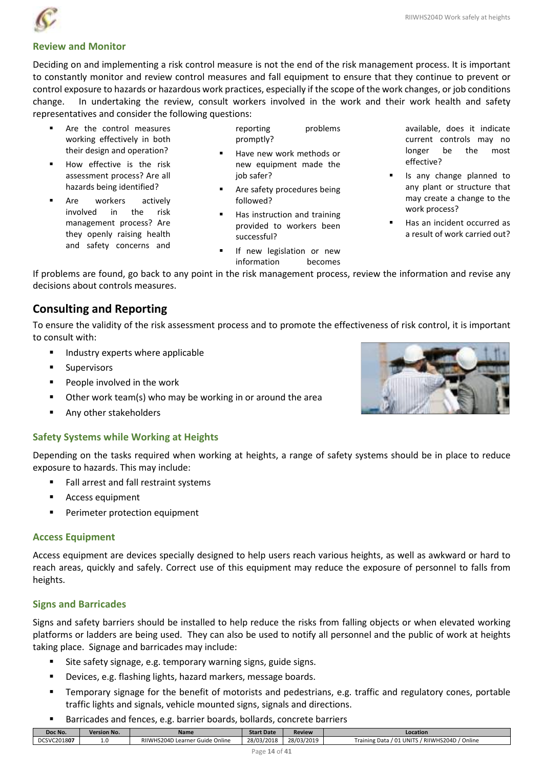### Review and Monitor

Deciding on and implementing a risk control measure is not the end of the risk management process. It is important to constantly monitor and review control measures and fall equipment to ensure that they continue to prevent or control exposure to hazards or hazardous work practices, especially if the scope of the work changes, or job conditions change. In undertaking the review, consult workers involved in the work and their work health and safety representatives and consider the following questions:

- Are the control measures working effectively in both their design and operation?
- How effective is the risk assessment process? Are all hazards being identified?
- Are workers actively involved in the risk management process? Are they openly raising health and safety concerns and reporting problems promptly?
- Have new work methods or new equipment made the job safer?
- Are safety procedures being followed?
- Has instruction and training provided to workers been successful?
- If new legislation or new information becomes available, does it indicate current controls may no longer be the most effective?
- Is any change planned to any plant or structure that may create a change to the work process?
- Has an incident occurred as a result of work carried out?

If problems are found, go back to any point in the risk management process, review the information and revise any decisions about controls measures.

## Consulting and Reporting

To ensure the validity of the risk assessment process and to promote the effectiveness of risk control, it is important to consult with:

- Industry experts where applicable
- Supervisors
- People involved in the work
- Other work team(s) who may be working in or around the area
- Any other stakeholders

### Safety Systems while Working at Heights

Depending on the tasks required when working at heights, a range of safety systems should be in place to reduce exposure to hazards. This may include:

- Fall arrest and fall restraint systems
- Access equipment
- Perimeter protection equipment

### Access Equipment

Access equipment are devices specially designed to help users reach various heights, as well as awkward or hard to reach areas, quickly and safely. Correct use of this equipment may reduce the exposure of personnel to falls from heights.

### Signs and Barricades

Signs and safety barriers should be installed to help reduce the risks from falling objects or when elevated working platforms or ladders are being used. They can also be used to notify all personnel and the public of work at heights taking place. Signage and barricades may include:

- Site safety signage, e.g. temporary warning signs, guide signs.
- Devices, e.g. flashing lights, hazard markers, message boards.
- Temporary signage for the benefit of motorists and pedestrians, e.g. traffic and regulatory cones, portable traffic lights and signals, vehicle mounted signs, signals and directions.
- Barricades and fences, e.g. barrier boards, bollards, concrete barriers

| Doc No. | Version No. | Name | Start Date | Review | Location |
|---|---|---|---|---|---|
| DCSVC201807 | 1.0 | RIIWHS204D Learner Guide Online | 28/03/2018 | 28/03/2019 | Training Data / 01 UNITS / RIIWHS204D / Online |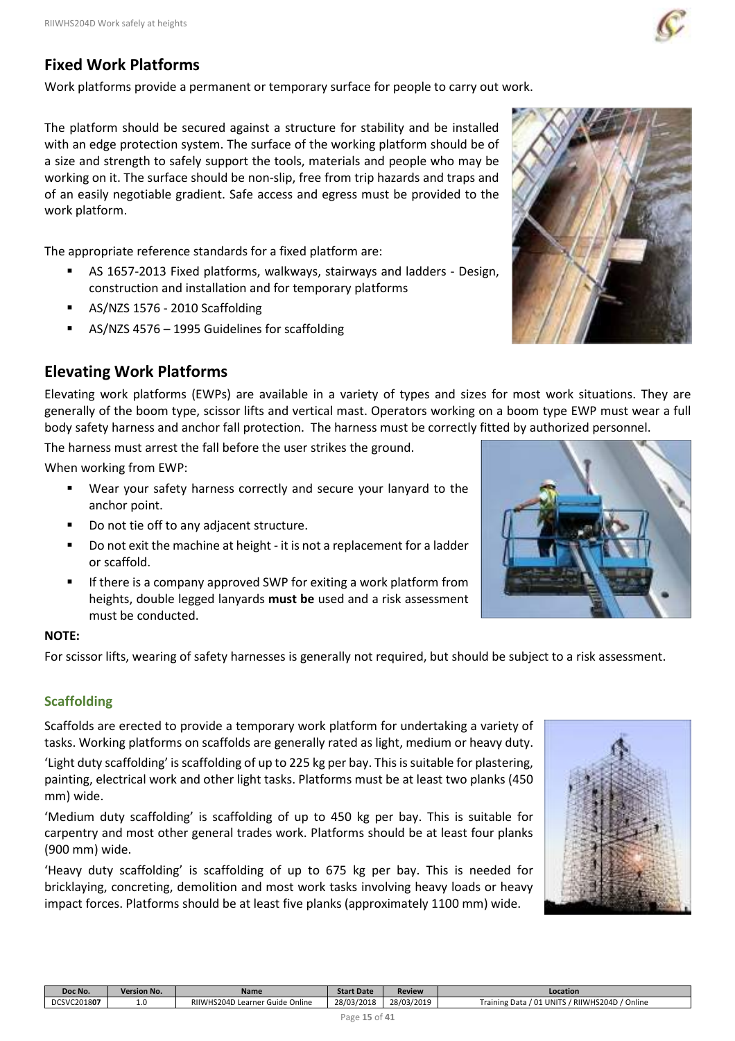## Fixed Work Platforms

Work platforms provide a permanent or temporary surface for people to carry out work.

The platform should be secured against a structure for stability and be installed with an edge protection system. The surface of the working platform should be of a size and strength to safely support the tools, materials and people who may be working on it. The surface should be non-slip, free from trip hazards and traps and of an easily negotiable gradient. Safe access and egress must be provided to the work platform.

The appropriate reference standards for a fixed platform are:

- AS 1657-2013 Fixed platforms, walkways, stairways and ladders - Design, construction and installation and for temporary platforms
- AS/NZS 1576 - 2010 Scaffolding
- AS/NZS 4576 – 1995 Guidelines for scaffolding

## Elevating Work Platforms

Elevating work platforms (EWPs) are available in a variety of types and sizes for most work situations. They are generally of the boom type, scissor lifts and vertical mast. Operators working on a boom type EWP must wear a full body safety harness and anchor fall protection. The harness must be correctly fitted by authorized personnel.

The harness must arrest the fall before the user strikes the ground.

When working from EWP:

- Wear your safety harness correctly and secure your lanyard to the anchor point.
- Do not tie off to any adjacent structure.
- Do not exit the machine at height - it is not a replacement for a ladder or scaffold.
- If there is a company approved SWP for exiting a work platform from heights, double legged lanyards **must be** used and a risk assessment must be conducted.

**NOTE:**

For scissor lifts, wearing of safety harnesses is generally not required, but should be subject to a risk assessment.

### Scaffolding

Scaffolds are erected to provide a temporary work platform for undertaking a variety of tasks. Working platforms on scaffolds are generally rated as light, medium or heavy duty.

'Light duty scaffolding' is scaffolding of up to 225 kg per bay. This is suitable for plastering, painting, electrical work and other light tasks. Platforms must be at least two planks (450 mm) wide.

'Medium duty scaffolding' is scaffolding of up to 450 kg per bay. This is suitable for carpentry and most other general trades work. Platforms should be at least four planks (900 mm) wide.

'Heavy duty scaffolding' is scaffolding of up to 675 kg per bay. This is needed for bricklaying, concreting, demolition and most work tasks involving heavy loads or heavy impact forces. Platforms should be at least five planks (approximately 1100 mm) wide.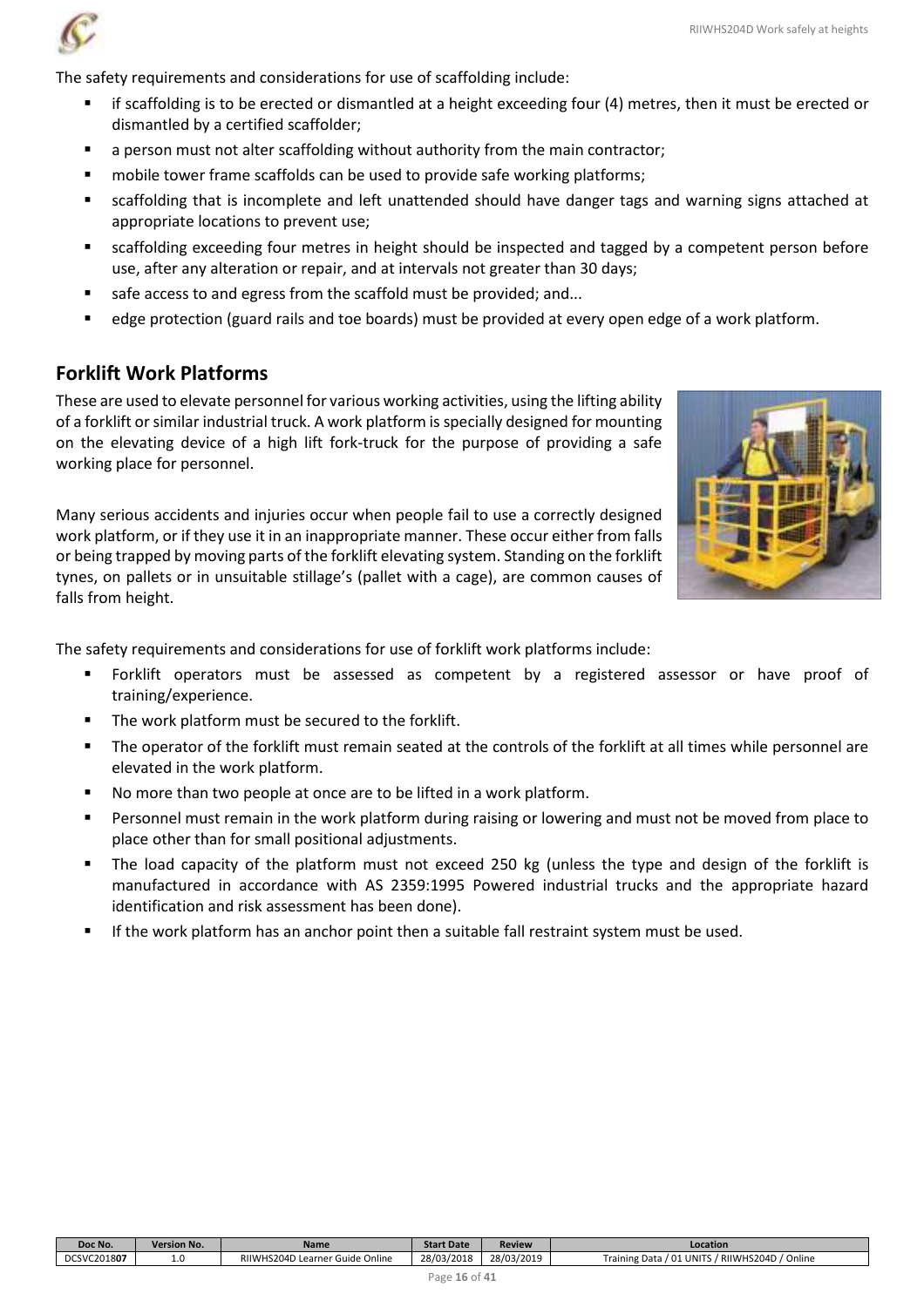The safety requirements and considerations for use of scaffolding include:

- if scaffolding is to be erected or dismantled at a height exceeding four (4) metres, then it must be erected or dismantled by a certified scaffolder;
- a person must not alter scaffolding without authority from the main contractor;
- mobile tower frame scaffolds can be used to provide safe working platforms;
- scaffolding that is incomplete and left unattended should have danger tags and warning signs attached at appropriate locations to prevent use;
- scaffolding exceeding four metres in height should be inspected and tagged by a competent person before use, after any alteration or repair, and at intervals not greater than 30 days;
- safe access to and egress from the scaffold must be provided; and...
- edge protection (guard rails and toe boards) must be provided at every open edge of a work platform.

## Forklift Work Platforms

These are used to elevate personnel for various working activities, using the lifting ability of a forklift or similar industrial truck. A work platform is specially designed for mounting on the elevating device of a high lift fork-truck for the purpose of providing a safe working place for personnel.

Many serious accidents and injuries occur when people fail to use a correctly designed work platform, or if they use it in an inappropriate manner. These occur either from falls or being trapped by moving parts of the forklift elevating system. Standing on the forklift tynes, on pallets or in unsuitable stillage's (pallet with a cage), are common causes of falls from height.

The safety requirements and considerations for use of forklift work platforms include:

- Forklift operators must be assessed as competent by a registered assessor or have proof of training/experience.
- The work platform must be secured to the forklift.
- The operator of the forklift must remain seated at the controls of the forklift at all times while personnel are elevated in the work platform.
- No more than two people at once are to be lifted in a work platform.
- Personnel must remain in the work platform during raising or lowering and must not be moved from place to place other than for small positional adjustments.
- The load capacity of the platform must not exceed 250 kg (unless the type and design of the forklift is manufactured in accordance with AS 2359:1995 Powered industrial trucks and the appropriate hazard identification and risk assessment has been done).
- If the work platform has an anchor point then a suitable fall restraint system must be used.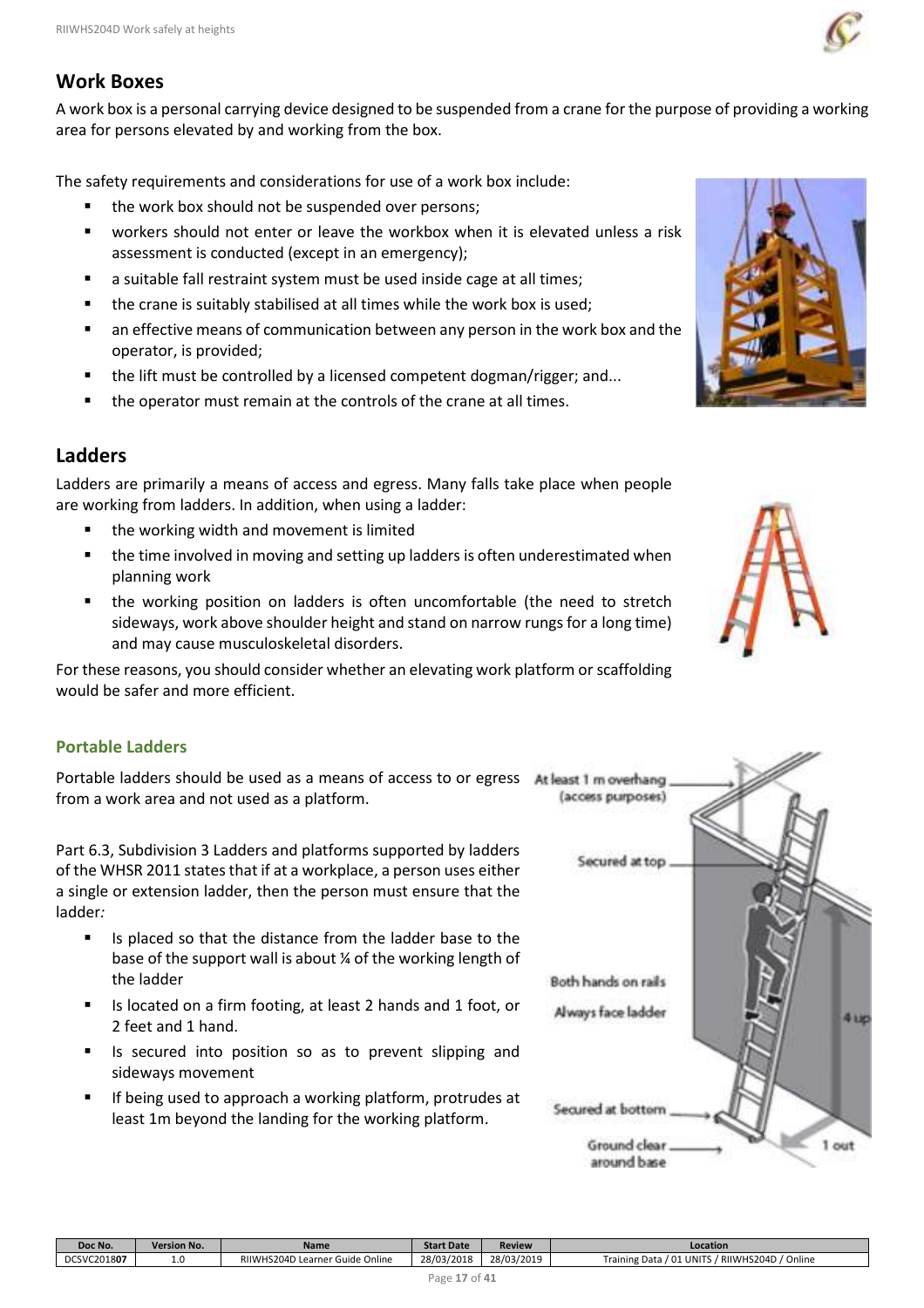## Work Boxes

A work box is a personal carrying device designed to be suspended from a crane for the purpose of providing a working area for persons elevated by and working from the box.

The safety requirements and considerations for use of a work box include:

- the work box should not be suspended over persons;
- workers should not enter or leave the workbox when it is elevated unless a risk assessment is conducted (except in an emergency);
- a suitable fall restraint system must be used inside cage at all times;
- the crane is suitably stabilised at all times while the work box is used;
- an effective means of communication between any person in the work box and the operator, is provided;
- the lift must be controlled by a licensed competent dogman/rigger; and...
- the operator must remain at the controls of the crane at all times.

## Ladders

Ladders are primarily a means of access and egress. Many falls take place when people are working from ladders. In addition, when using a ladder:

- the working width and movement is limited
- the time involved in moving and setting up ladders is often underestimated when planning work
- the working position on ladders is often uncomfortable (the need to stretch sideways, work above shoulder height and stand on narrow rungs for a long time) and may cause musculoskeletal disorders.

For these reasons, you should consider whether an elevating work platform or scaffolding would be safer and more efficient.

### Portable Ladders

Portable ladders should be used as a means of access to or egress from a work area and not used as a platform.

Part 6.3, Subdivision 3 Ladders and platforms supported by ladders of the WHSR 2011 states that if at a workplace, a person uses either a single or extension ladder, then the person must ensure that the ladder*:*

- Is placed so that the distance from the ladder base to the base of the support wall is about ¼ of the working length of the ladder
- Is located on a firm footing, at least 2 hands and 1 foot, or 2 feet and 1 hand.
- Is secured into position so as to prevent slipping and sideways movement
- If being used to approach a working platform, protrudes at least 1m beyond the landing for the working platform.

At least 1 m overhang (access purposes)
Secured at top
Both hands on rails
Always face ladder
4 up
Secured at bottom
Ground clear around base
1 out

| Doc No. | Version No. | Name | Start Date | Review | Location |
|---|---|---|---|---|---|
| DCSVC201807 | 1.0 | RIIWHS204D Learner Guide Online | 28/03/2018 | 28/03/2019 | Training Data / 01 UNITS / RIIWHS204D / Online |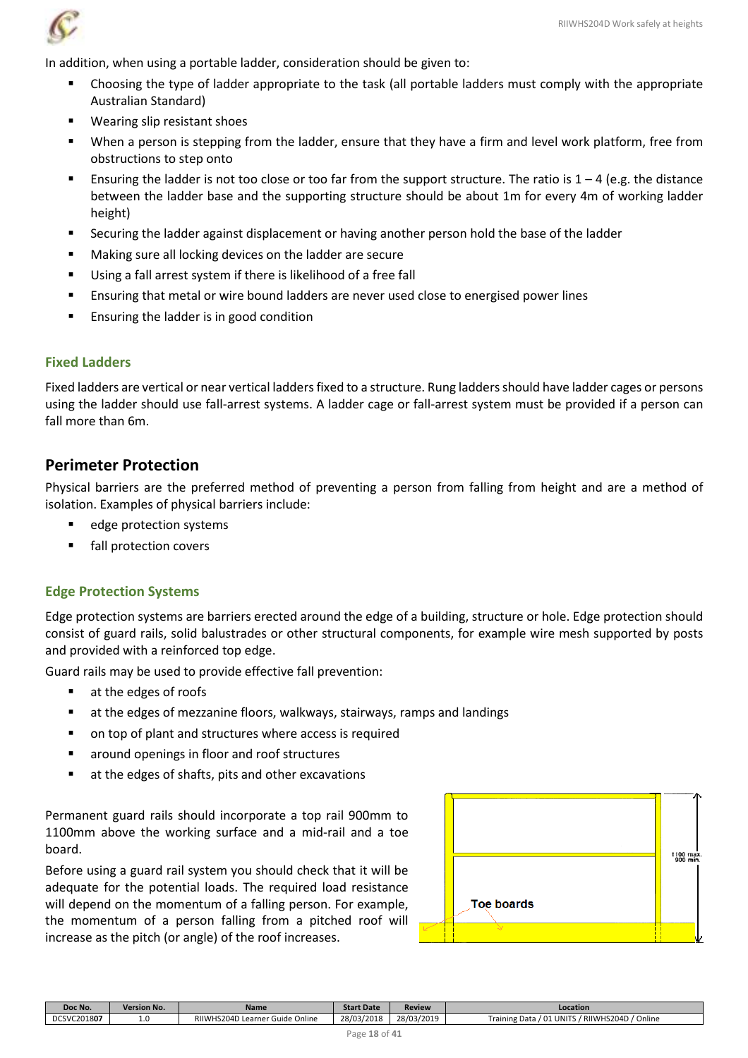In addition, when using a portable ladder, consideration should be given to:

- Choosing the type of ladder appropriate to the task (all portable ladders must comply with the appropriate Australian Standard)
- Wearing slip resistant shoes
- When a person is stepping from the ladder, ensure that they have a firm and level work platform, free from obstructions to step onto
- Ensuring the ladder is not too close or too far from the support structure. The ratio is 1 – 4 (e.g. the distance between the ladder base and the supporting structure should be about 1m for every 4m of working ladder height)
- Securing the ladder against displacement or having another person hold the base of the ladder
- Making sure all locking devices on the ladder are secure
- Using a fall arrest system if there is likelihood of a free fall
- Ensuring that metal or wire bound ladders are never used close to energised power lines
- Ensuring the ladder is in good condition

### Fixed Ladders

Fixed ladders are vertical or near vertical ladders fixed to a structure. Rung ladders should have ladder cages or persons using the ladder should use fall-arrest systems. A ladder cage or fall-arrest system must be provided if a person can fall more than 6m.

## Perimeter Protection

Physical barriers are the preferred method of preventing a person from falling from height and are a method of isolation. Examples of physical barriers include:

- edge protection systems
- fall protection covers

### Edge Protection Systems

Edge protection systems are barriers erected around the edge of a building, structure or hole. Edge protection should consist of guard rails, solid balustrades or other structural components, for example wire mesh supported by posts and provided with a reinforced top edge.

Guard rails may be used to provide effective fall prevention:

- at the edges of roofs
- at the edges of mezzanine floors, walkways, stairways, ramps and landings
- on top of plant and structures where access is required
- around openings in floor and roof structures
- at the edges of shafts, pits and other excavations

Permanent guard rails should incorporate a top rail 900mm to 1100mm above the working surface and a mid-rail and a toe board.

Before using a guard rail system you should check that it will be adequate for the potential loads. The required load resistance will depend on the momentum of a falling person. For example, the momentum of a person falling from a pitched roof will increase as the pitch (or angle) of the roof increases.

1100 max.
900 min.
Toe boards

| Doc No. | Version No. | Name | Start Date | Review | Location |
|---|---|---|---|---|---|
| DCSVC201807 | 1.0 | RIIWHS204D Learner Guide Online | 28/03/2018 | 28/03/2019 | Training Data / 01 UNITS / RIIWHS204D / Online |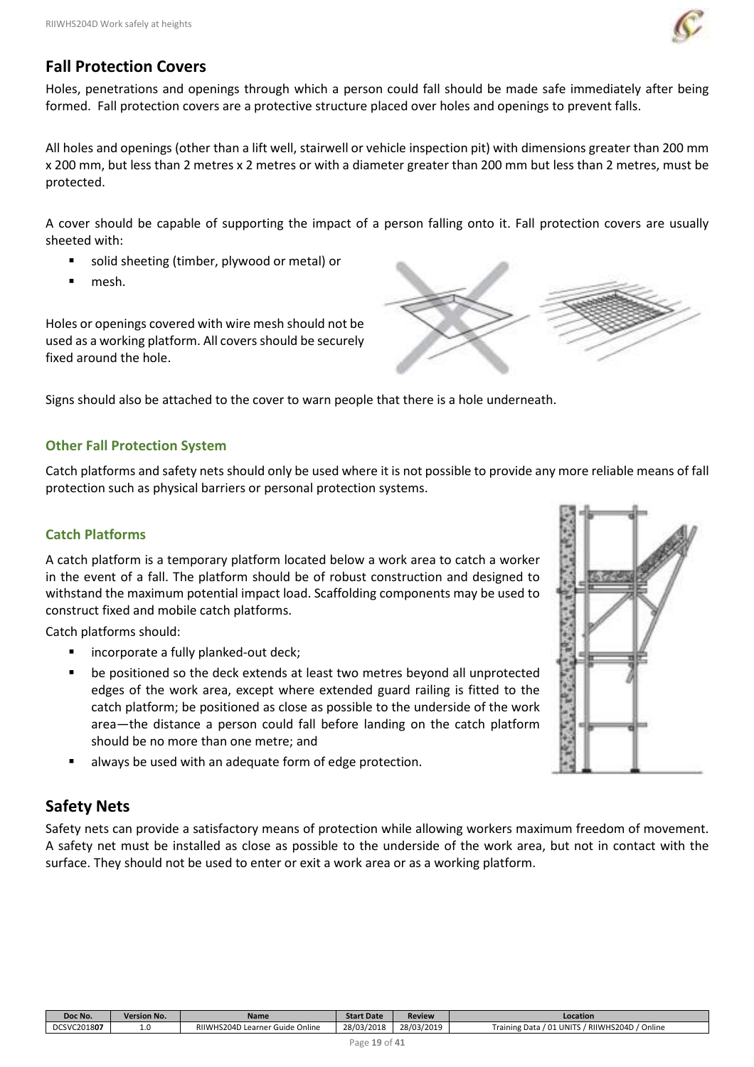## Fall Protection Covers

Holes, penetrations and openings through which a person could fall should be made safe immediately after being formed. Fall protection covers are a protective structure placed over holes and openings to prevent falls.

All holes and openings (other than a lift well, stairwell or vehicle inspection pit) with dimensions greater than 200 mm x 200 mm, but less than 2 metres x 2 metres or with a diameter greater than 200 mm but less than 2 metres, must be protected.

A cover should be capable of supporting the impact of a person falling onto it. Fall protection covers are usually sheeted with:

- solid sheeting (timber, plywood or metal) or
- mesh.

Holes or openings covered with wire mesh should not be used as a working platform. All covers should be securely fixed around the hole.

Signs should also be attached to the cover to warn people that there is a hole underneath.

### Other Fall Protection System

Catch platforms and safety nets should only be used where it is not possible to provide any more reliable means of fall protection such as physical barriers or personal protection systems.

### Catch Platforms

A catch platform is a temporary platform located below a work area to catch a worker in the event of a fall. The platform should be of robust construction and designed to withstand the maximum potential impact load. Scaffolding components may be used to construct fixed and mobile catch platforms.

Catch platforms should:

- incorporate a fully planked-out deck;
- be positioned so the deck extends at least two metres beyond all unprotected edges of the work area, except where extended guard railing is fitted to the catch platform; be positioned as close as possible to the underside of the work area—the distance a person could fall before landing on the catch platform should be no more than one metre; and
- always be used with an adequate form of edge protection.

## Safety Nets

Safety nets can provide a satisfactory means of protection while allowing workers maximum freedom of movement. A safety net must be installed as close as possible to the underside of the work area, but not in contact with the surface. They should not be used to enter or exit a work area or as a working platform.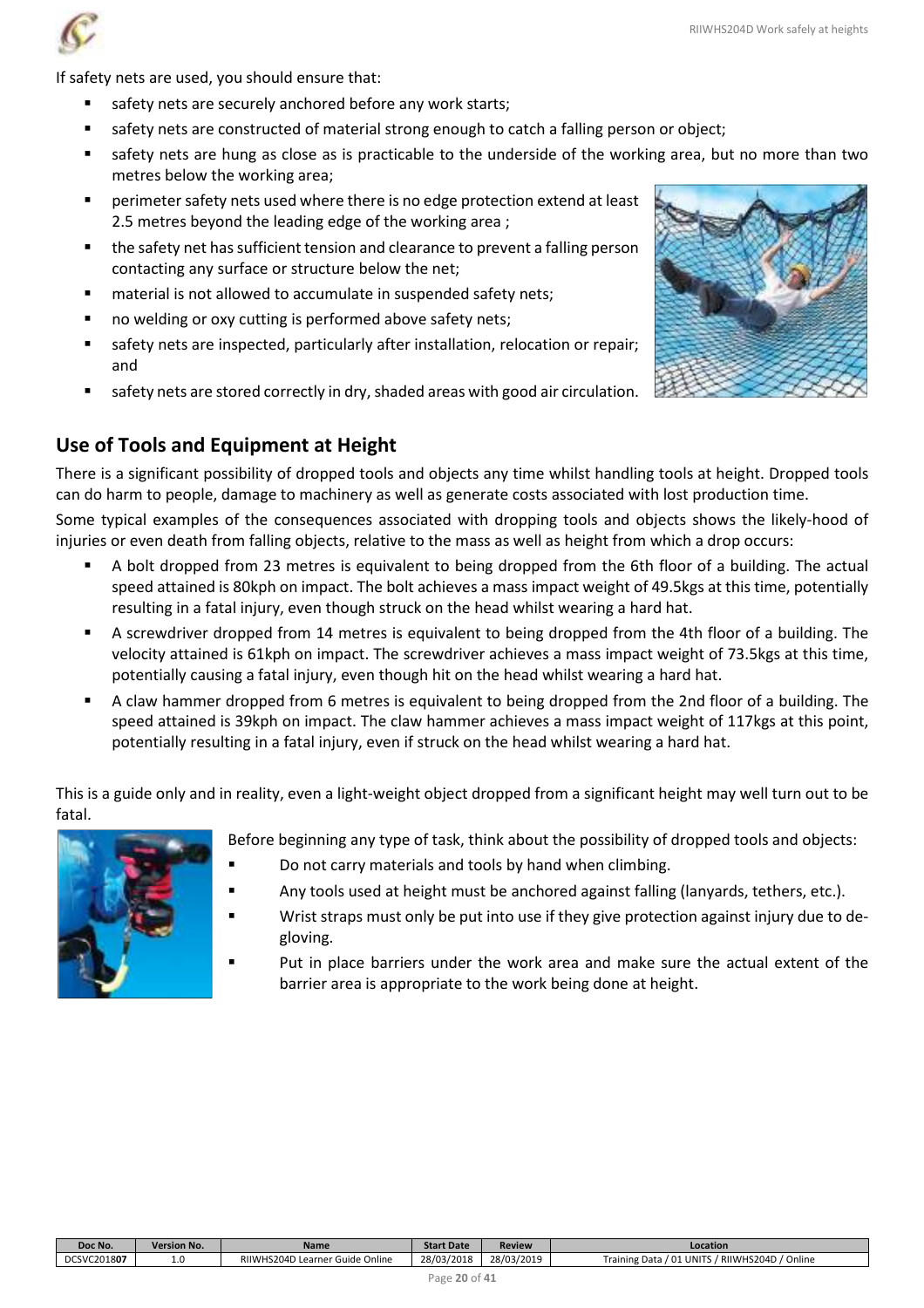If safety nets are used, you should ensure that:

- safety nets are securely anchored before any work starts;
- safety nets are constructed of material strong enough to catch a falling person or object;
- safety nets are hung as close as is practicable to the underside of the working area, but no more than two metres below the working area;
- perimeter safety nets used where there is no edge protection extend at least 2.5 metres beyond the leading edge of the working area ;
- the safety net has sufficient tension and clearance to prevent a falling person contacting any surface or structure below the net;
- material is not allowed to accumulate in suspended safety nets;
- no welding or oxy cutting is performed above safety nets;
- safety nets are inspected, particularly after installation, relocation or repair; and
- safety nets are stored correctly in dry, shaded areas with good air circulation.

## Use of Tools and Equipment at Height

There is a significant possibility of dropped tools and objects any time whilst handling tools at height. Dropped tools can do harm to people, damage to machinery as well as generate costs associated with lost production time.

Some typical examples of the consequences associated with dropping tools and objects shows the likely-hood of injuries or even death from falling objects, relative to the mass as well as height from which a drop occurs:

- A bolt dropped from 23 metres is equivalent to being dropped from the 6th floor of a building. The actual speed attained is 80kph on impact. The bolt achieves a mass impact weight of 49.5kgs at this time, potentially resulting in a fatal injury, even though struck on the head whilst wearing a hard hat.
- A screwdriver dropped from 14 metres is equivalent to being dropped from the 4th floor of a building. The velocity attained is 61kph on impact. The screwdriver achieves a mass impact weight of 73.5kgs at this time, potentially causing a fatal injury, even though hit on the head whilst wearing a hard hat.
- A claw hammer dropped from 6 metres is equivalent to being dropped from the 2nd floor of a building. The speed attained is 39kph on impact. The claw hammer achieves a mass impact weight of 117kgs at this point, potentially resulting in a fatal injury, even if struck on the head whilst wearing a hard hat.

This is a guide only and in reality, even a light-weight object dropped from a significant height may well turn out to be fatal.

Before beginning any type of task, think about the possibility of dropped tools and objects:

- Do not carry materials and tools by hand when climbing.
- Any tools used at height must be anchored against falling (lanyards, tethers, etc.).
- Wrist straps must only be put into use if they give protection against injury due to de-gloving.
- Put in place barriers under the work area and make sure the actual extent of the barrier area is appropriate to the work being done at height.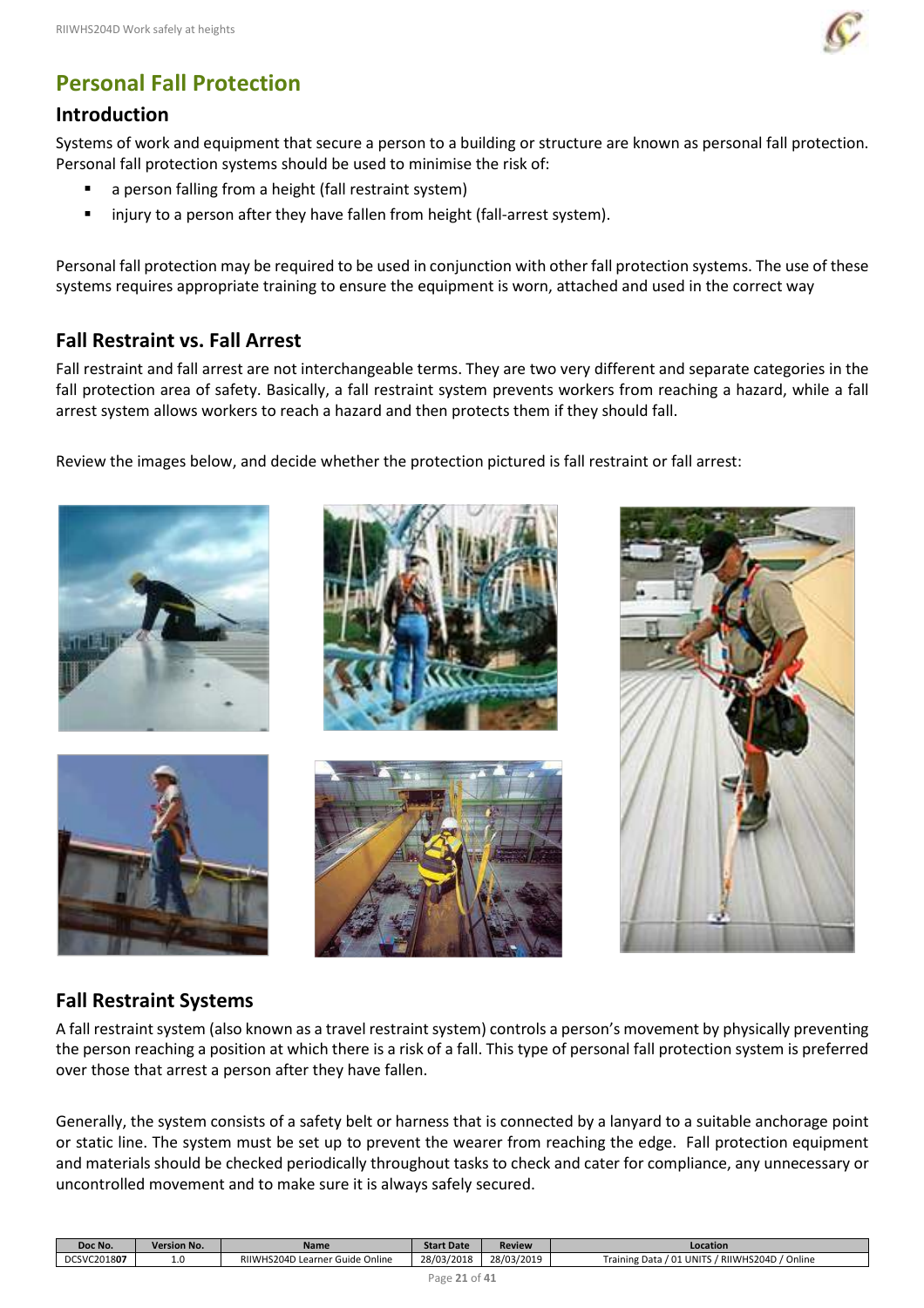## Personal Fall Protection

### Introduction

Systems of work and equipment that secure a person to a building or structure are known as personal fall protection. Personal fall protection systems should be used to minimise the risk of:

- a person falling from a height (fall restraint system)
- injury to a person after they have fallen from height (fall-arrest system).

Personal fall protection may be required to be used in conjunction with other fall protection systems. The use of these systems requires appropriate training to ensure the equipment is worn, attached and used in the correct way

### Fall Restraint vs. Fall Arrest

Fall restraint and fall arrest are not interchangeable terms. They are two very different and separate categories in the fall protection area of safety. Basically, a fall restraint system prevents workers from reaching a hazard, while a fall arrest system allows workers to reach a hazard and then protects them if they should fall.

Review the images below, and decide whether the protection pictured is fall restraint or fall arrest:

### Fall Restraint Systems

A fall restraint system (also known as a travel restraint system) controls a person's movement by physically preventing the person reaching a position at which there is a risk of a fall. This type of personal fall protection system is preferred over those that arrest a person after they have fallen.

Generally, the system consists of a safety belt or harness that is connected by a lanyard to a suitable anchorage point or static line. The system must be set up to prevent the wearer from reaching the edge. Fall protection equipment and materials should be checked periodically throughout tasks to check and cater for compliance, any unnecessary or uncontrolled movement and to make sure it is always safely secured.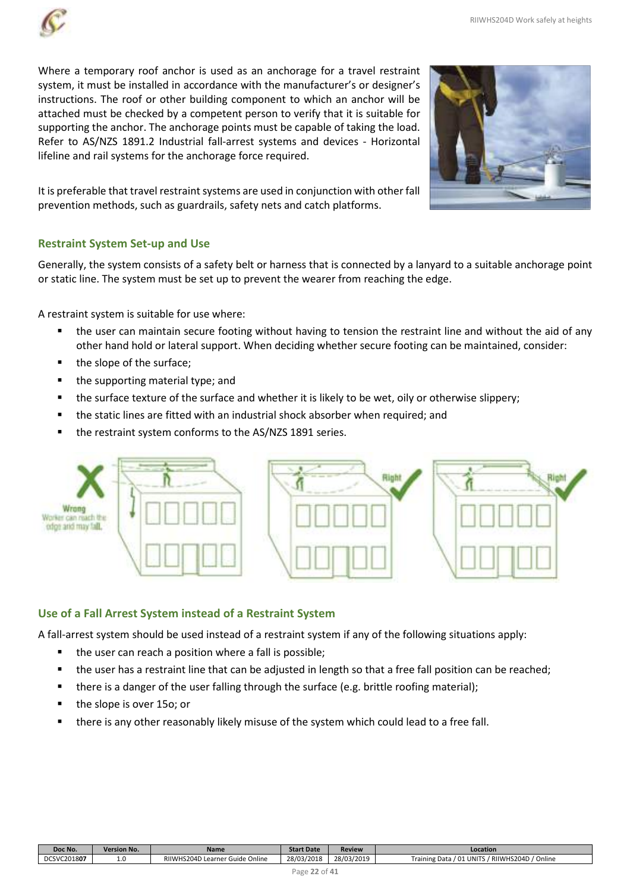Where a temporary roof anchor is used as an anchorage for a travel restraint system, it must be installed in accordance with the manufacturer's or designer's instructions. The roof or other building component to which an anchor will be attached must be checked by a competent person to verify that it is suitable for supporting the anchor. The anchorage points must be capable of taking the load. Refer to AS/NZS 1891.2 Industrial fall-arrest systems and devices - Horizontal lifeline and rail systems for the anchorage force required.

It is preferable that travel restraint systems are used in conjunction with other fall prevention methods, such as guardrails, safety nets and catch platforms.

### Restraint System Set-up and Use

Generally, the system consists of a safety belt or harness that is connected by a lanyard to a suitable anchorage point or static line. The system must be set up to prevent the wearer from reaching the edge.

A restraint system is suitable for use where:

- the user can maintain secure footing without having to tension the restraint line and without the aid of any other hand hold or lateral support. When deciding whether secure footing can be maintained, consider:
- the slope of the surface;
- the supporting material type; and
- the surface texture of the surface and whether it is likely to be wet, oily or otherwise slippery;
- the static lines are fitted with an industrial shock absorber when required; and
- the restraint system conforms to the AS/NZS 1891 series.

Wrong
Worker can reach the edge and may fall.

Right

Right

### Use of a Fall Arrest System instead of a Restraint System

A fall-arrest system should be used instead of a restraint system if any of the following situations apply:

- the user can reach a position where a fall is possible;
- the user has a restraint line that can be adjusted in length so that a free fall position can be reached;
- there is a danger of the user falling through the surface (e.g. brittle roofing material);
- the slope is over 15o; or
- there is any other reasonably likely misuse of the system which could lead to a free fall.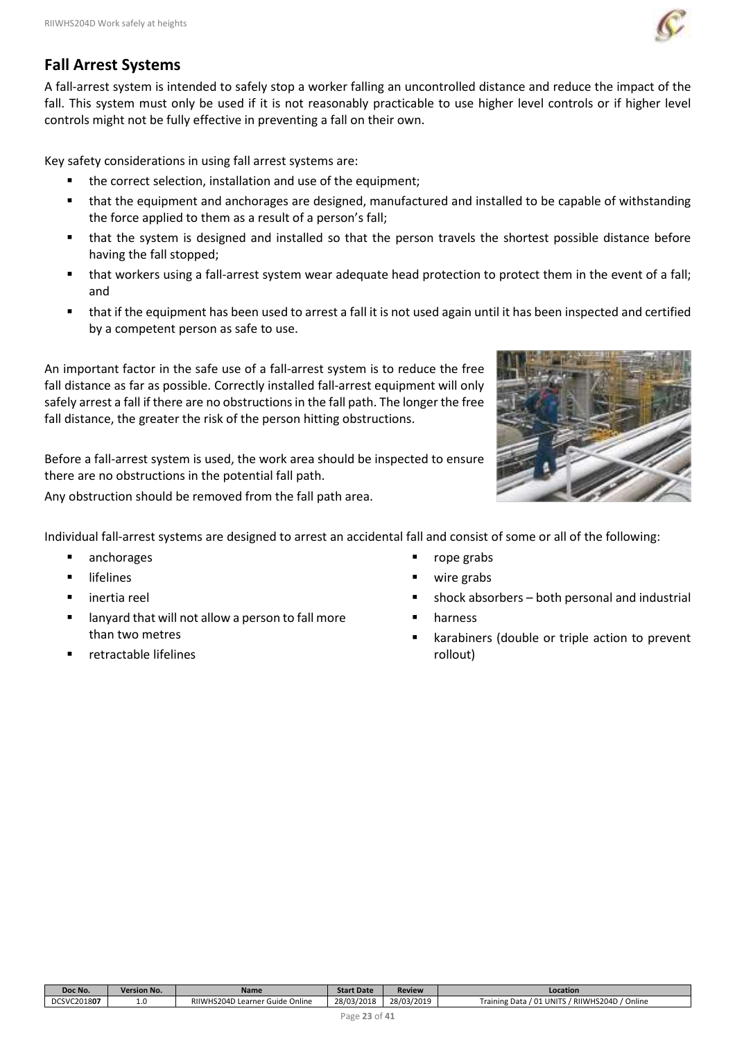## Fall Arrest Systems

A fall-arrest system is intended to safely stop a worker falling an uncontrolled distance and reduce the impact of the fall. This system must only be used if it is not reasonably practicable to use higher level controls or if higher level controls might not be fully effective in preventing a fall on their own.

Key safety considerations in using fall arrest systems are:

- the correct selection, installation and use of the equipment;
- that the equipment and anchorages are designed, manufactured and installed to be capable of withstanding the force applied to them as a result of a person's fall;
- that the system is designed and installed so that the person travels the shortest possible distance before having the fall stopped;
- that workers using a fall-arrest system wear adequate head protection to protect them in the event of a fall; and
- that if the equipment has been used to arrest a fall it is not used again until it has been inspected and certified by a competent person as safe to use.

An important factor in the safe use of a fall-arrest system is to reduce the free fall distance as far as possible. Correctly installed fall-arrest equipment will only safely arrest a fall if there are no obstructions in the fall path. The longer the free fall distance, the greater the risk of the person hitting obstructions.

Before a fall-arrest system is used, the work area should be inspected to ensure there are no obstructions in the potential fall path.

Any obstruction should be removed from the fall path area.

Individual fall-arrest systems are designed to arrest an accidental fall and consist of some or all of the following:

- anchorages
- lifelines
- inertia reel
- lanyard that will not allow a person to fall more than two metres
- retractable lifelines
- rope grabs
- wire grabs
- shock absorbers – both personal and industrial
- harness
- karabiners (double or triple action to prevent rollout)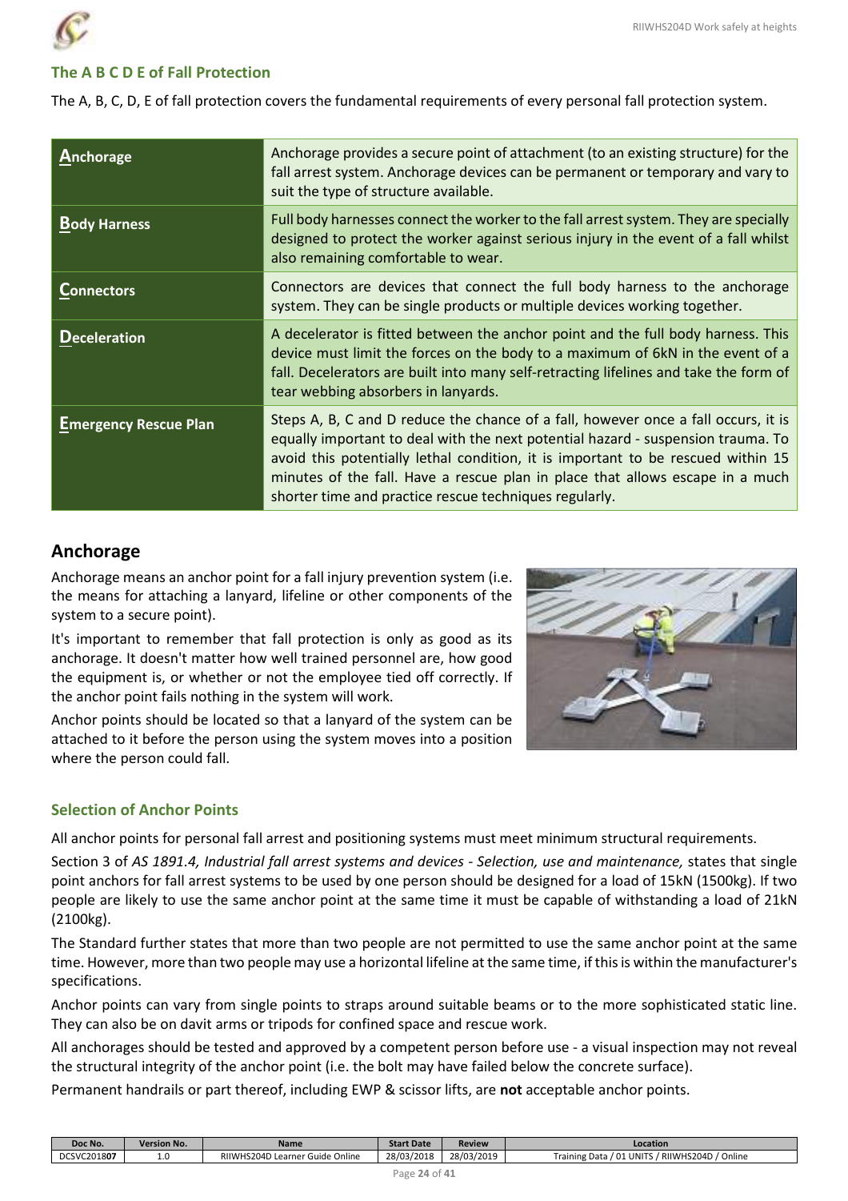### The A B C D E of Fall Protection

The A, B, C, D, E of fall protection covers the fundamental requirements of every personal fall protection system.

| | |
|---|---|
| **A**nchorage | Anchorage provides a secure point of attachment (to an existing structure) for the fall arrest system. Anchorage devices can be permanent or temporary and vary to suit the type of structure available. |
| **B**ody Harness | Full body harnesses connect the worker to the fall arrest system. They are specially designed to protect the worker against serious injury in the event of a fall whilst also remaining comfortable to wear. |
| **C**onnectors | Connectors are devices that connect the full body harness to the anchorage system. They can be single products or multiple devices working together. |
| **D**eceleration | A decelerator is fitted between the anchor point and the full body harness. This device must limit the forces on the body to a maximum of 6kN in the event of a fall. Decelerators are built into many self-retracting lifelines and take the form of tear webbing absorbers in lanyards. |
| **E**mergency Rescue Plan | Steps A, B, C and D reduce the chance of a fall, however once a fall occurs, it is equally important to deal with the next potential hazard - suspension trauma. To avoid this potentially lethal condition, it is important to be rescued within 15 minutes of the fall. Have a rescue plan in place that allows escape in a much shorter time and practice rescue techniques regularly. |

## Anchorage

Anchorage means an anchor point for a fall injury prevention system (i.e. the means for attaching a lanyard, lifeline or other components of the system to a secure point).

It's important to remember that fall protection is only as good as its anchorage. It doesn't matter how well trained personnel are, how good the equipment is, or whether or not the employee tied off correctly. If the anchor point fails nothing in the system will work.

Anchor points should be located so that a lanyard of the system can be attached to it before the person using the system moves into a position where the person could fall.

### Selection of Anchor Points

All anchor points for personal fall arrest and positioning systems must meet minimum structural requirements.

Section 3 of *AS 1891.4, Industrial fall arrest systems and devices - Selection, use and maintenance,* states that single point anchors for fall arrest systems to be used by one person should be designed for a load of 15kN (1500kg). If two people are likely to use the same anchor point at the same time it must be capable of withstanding a load of 21kN (2100kg).

The Standard further states that more than two people are not permitted to use the same anchor point at the same time. However, more than two people may use a horizontal lifeline at the same time, if this is within the manufacturer's specifications.

Anchor points can vary from single points to straps around suitable beams or to the more sophisticated static line. They can also be on davit arms or tripods for confined space and rescue work.

All anchorages should be tested and approved by a competent person before use - a visual inspection may not reveal the structural integrity of the anchor point (i.e. the bolt may have failed below the concrete surface).

Permanent handrails or part thereof, including EWP & scissor lifts, are **not** acceptable anchor points.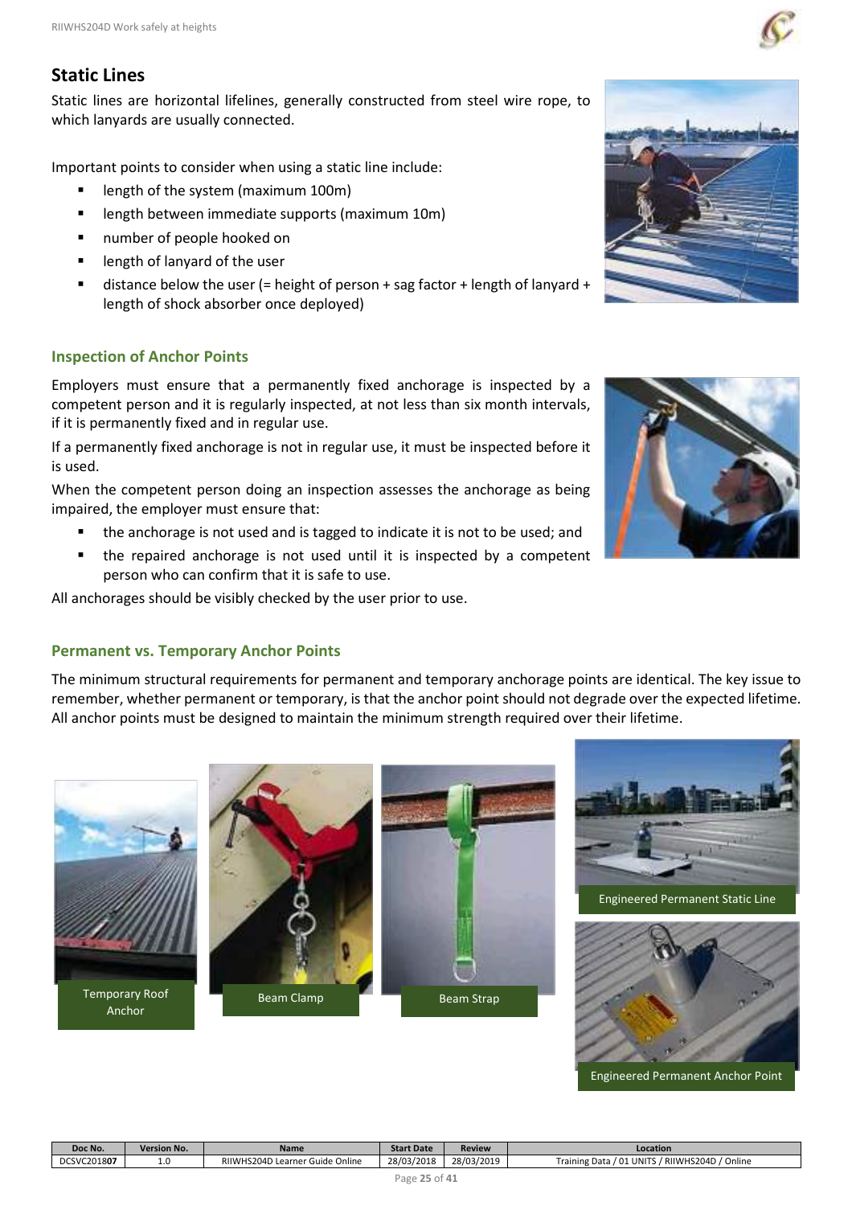## Static Lines

Static lines are horizontal lifelines, generally constructed from steel wire rope, to which lanyards are usually connected.

Important points to consider when using a static line include:

- length of the system (maximum 100m)
- length between immediate supports (maximum 10m)
- number of people hooked on
- length of lanyard of the user
- distance below the user (= height of person + sag factor + length of lanyard + length of shock absorber once deployed)

### Inspection of Anchor Points

Employers must ensure that a permanently fixed anchorage is inspected by a competent person and it is regularly inspected, at not less than six month intervals, if it is permanently fixed and in regular use.

If a permanently fixed anchorage is not in regular use, it must be inspected before it is used.

When the competent person doing an inspection assesses the anchorage as being impaired, the employer must ensure that:

- the anchorage is not used and is tagged to indicate it is not to be used; and
- the repaired anchorage is not used until it is inspected by a competent person who can confirm that it is safe to use.

All anchorages should be visibly checked by the user prior to use.

### Permanent vs. Temporary Anchor Points

The minimum structural requirements for permanent and temporary anchorage points are identical. The key issue to remember, whether permanent or temporary, is that the anchor point should not degrade over the expected lifetime. All anchor points must be designed to maintain the minimum strength required over their lifetime.

Temporary Roof Anchor

Beam Clamp

Beam Strap

Engineered Permanent Static Line

Engineered Permanent Anchor Point

| Doc No. | Version No. | Name | Start Date | Review | Location |
|---|---|---|---|---|---|
| DCSVC201807 | 1.0 | RIIWHS204D Learner Guide Online | 28/03/2018 | 28/03/2019 | Training Data / 01 UNITS / RIIWHS204D / Online |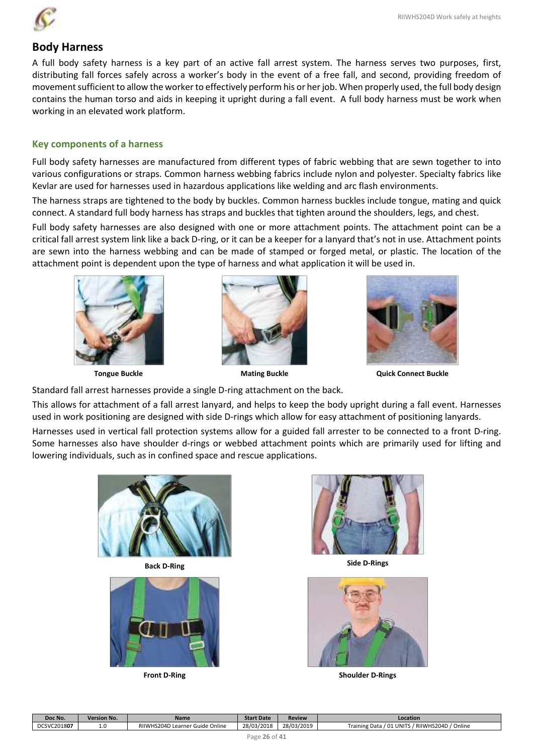## Body Harness

A full body safety harness is a key part of an active fall arrest system. The harness serves two purposes, first, distributing fall forces safely across a worker's body in the event of a free fall, and second, providing freedom of movement sufficient to allow the worker to effectively perform his or her job. When properly used, the full body design contains the human torso and aids in keeping it upright during a fall event. A full body harness must be work when working in an elevated work platform.

### Key components of a harness

Full body safety harnesses are manufactured from different types of fabric webbing that are sewn together to into various configurations or straps. Common harness webbing fabrics include nylon and polyester. Specialty fabrics like Kevlar are used for harnesses used in hazardous applications like welding and arc flash environments.

The harness straps are tightened to the body by buckles. Common harness buckles include tongue, mating and quick connect. A standard full body harness has straps and buckles that tighten around the shoulders, legs, and chest.

Full body safety harnesses are also designed with one or more attachment points. The attachment point can be a critical fall arrest system link like a back D-ring, or it can be a keeper for a lanyard that's not in use. Attachment points are sewn into the harness webbing and can be made of stamped or forged metal, or plastic. The location of the attachment point is dependent upon the type of harness and what application it will be used in.

**Tongue Buckle**

**Mating Buckle**

**Quick Connect Buckle**

Standard fall arrest harnesses provide a single D-ring attachment on the back.

This allows for attachment of a fall arrest lanyard, and helps to keep the body upright during a fall event. Harnesses used in work positioning are designed with side D-rings which allow for easy attachment of positioning lanyards.

Harnesses used in vertical fall protection systems allow for a guided fall arrester to be connected to a front D-ring. Some harnesses also have shoulder d-rings or webbed attachment points which are primarily used for lifting and lowering individuals, such as in confined space and rescue applications.

**Back D-Ring**

**Side D-Rings**

**Front D-Ring**

**Shoulder D-Rings**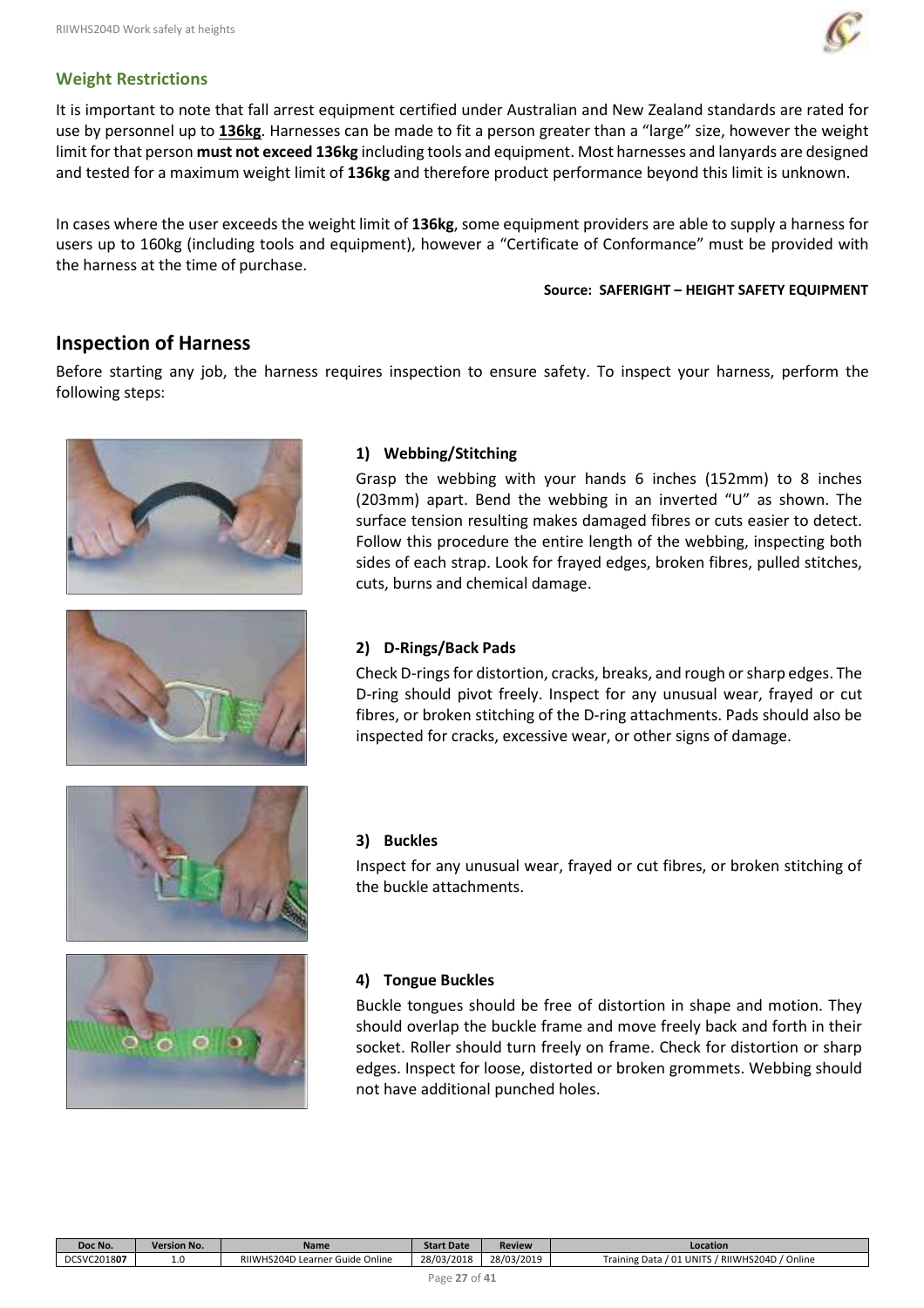## Weight Restrictions

It is important to note that fall arrest equipment certified under Australian and New Zealand standards are rated for use by personnel up to **136kg**. Harnesses can be made to fit a person greater than a "large" size, however the weight limit for that person **must not exceed 136kg** including tools and equipment. Most harnesses and lanyards are designed and tested for a maximum weight limit of **136kg** and therefore product performance beyond this limit is unknown.

In cases where the user exceeds the weight limit of **136kg**, some equipment providers are able to supply a harness for users up to 160kg (including tools and equipment), however a "Certificate of Conformance" must be provided with the harness at the time of purchase.

**Source: SAFERIGHT – HEIGHT SAFETY EQUIPMENT**

## Inspection of Harness

Before starting any job, the harness requires inspection to ensure safety. To inspect your harness, perform the following steps:

### 1) Webbing/Stitching

Grasp the webbing with your hands 6 inches (152mm) to 8 inches (203mm) apart. Bend the webbing in an inverted "U" as shown. The surface tension resulting makes damaged fibres or cuts easier to detect. Follow this procedure the entire length of the webbing, inspecting both sides of each strap. Look for frayed edges, broken fibres, pulled stitches, cuts, burns and chemical damage.

### 2) D-Rings/Back Pads

Check D-rings for distortion, cracks, breaks, and rough or sharp edges. The D-ring should pivot freely. Inspect for any unusual wear, frayed or cut fibres, or broken stitching of the D-ring attachments. Pads should also be inspected for cracks, excessive wear, or other signs of damage.

### 3) Buckles

Inspect for any unusual wear, frayed or cut fibres, or broken stitching of the buckle attachments.

### 4) Tongue Buckles

Buckle tongues should be free of distortion in shape and motion. They should overlap the buckle frame and move freely back and forth in their socket. Roller should turn freely on frame. Check for distortion or sharp edges. Inspect for loose, distorted or broken grommets. Webbing should not have additional punched holes.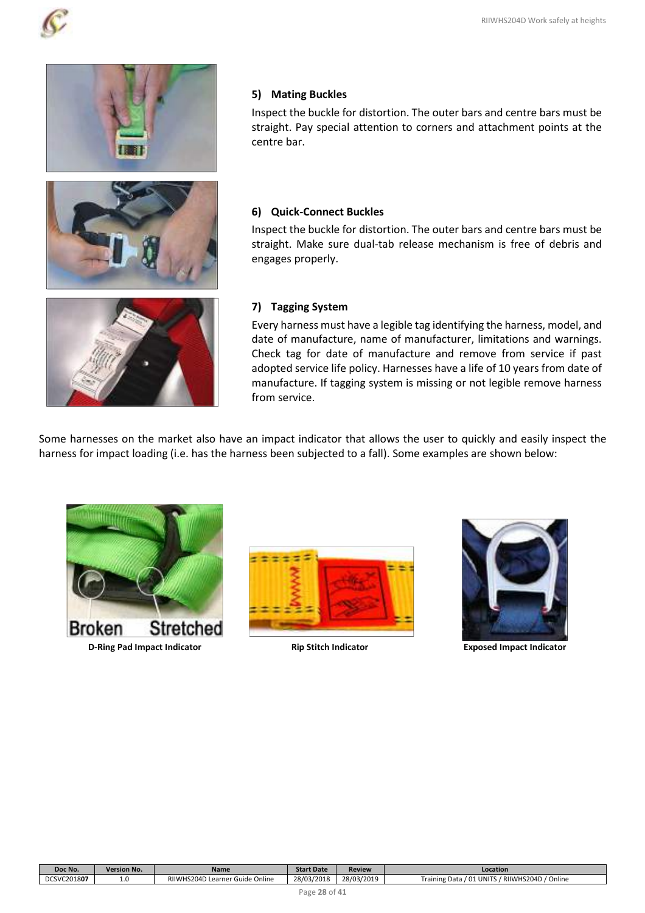### 5) Mating Buckles

Inspect the buckle for distortion. The outer bars and centre bars must be straight. Pay special attention to corners and attachment points at the centre bar.

### 6) Quick-Connect Buckles

Inspect the buckle for distortion. The outer bars and centre bars must be straight. Make sure dual-tab release mechanism is free of debris and engages properly.

### 7) Tagging System

Every harness must have a legible tag identifying the harness, model, and date of manufacture, name of manufacturer, limitations and warnings. Check tag for date of manufacture and remove from service if past adopted service life policy. Harnesses have a life of 10 years from date of manufacture. If tagging system is missing or not legible remove harness from service.

Some harnesses on the market also have an impact indicator that allows the user to quickly and easily inspect the harness for impact loading (i.e. has the harness been subjected to a fall). Some examples are shown below:

Broken Stretched

**D-Ring Pad Impact Indicator**

**Rip Stitch Indicator**

**Exposed Impact Indicator**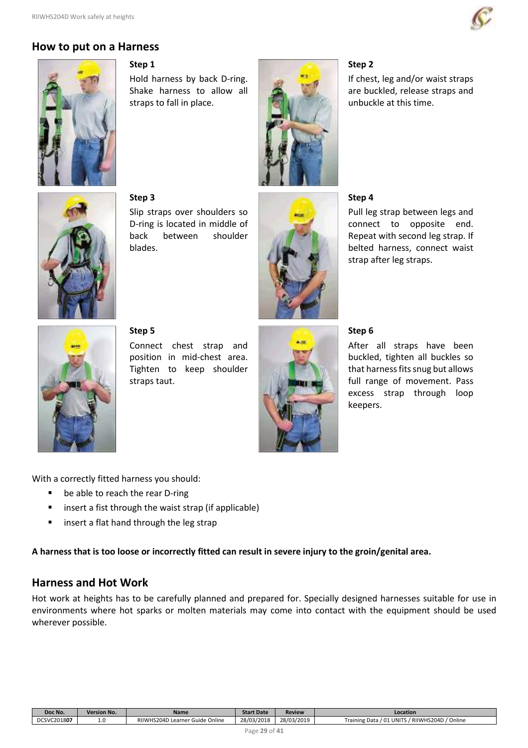## How to put on a Harness

**Step 1**

Hold harness by back D-ring. Shake harness to allow all straps to fall in place.

**Step 2**

If chest, leg and/or waist straps are buckled, release straps and unbuckle at this time.

**Step 3**

Slip straps over shoulders so D-ring is located in middle of back between shoulder blades.

**Step 4**

Pull leg strap between legs and connect to opposite end. Repeat with second leg strap. If belted harness, connect waist strap after leg straps.

**Step 5**

Connect chest strap and position in mid-chest area. Tighten to keep shoulder straps taut.

**Step 6**

After all straps have been buckled, tighten all buckles so that harness fits snug but allows full range of movement. Pass excess strap through loop keepers.

With a correctly fitted harness you should:

- be able to reach the rear D-ring
- insert a fist through the waist strap (if applicable)
- insert a flat hand through the leg strap

**A harness that is too loose or incorrectly fitted can result in severe injury to the groin/genital area.**

## Harness and Hot Work

Hot work at heights has to be carefully planned and prepared for. Specially designed harnesses suitable for use in environments where hot sparks or molten materials may come into contact with the equipment should be used wherever possible.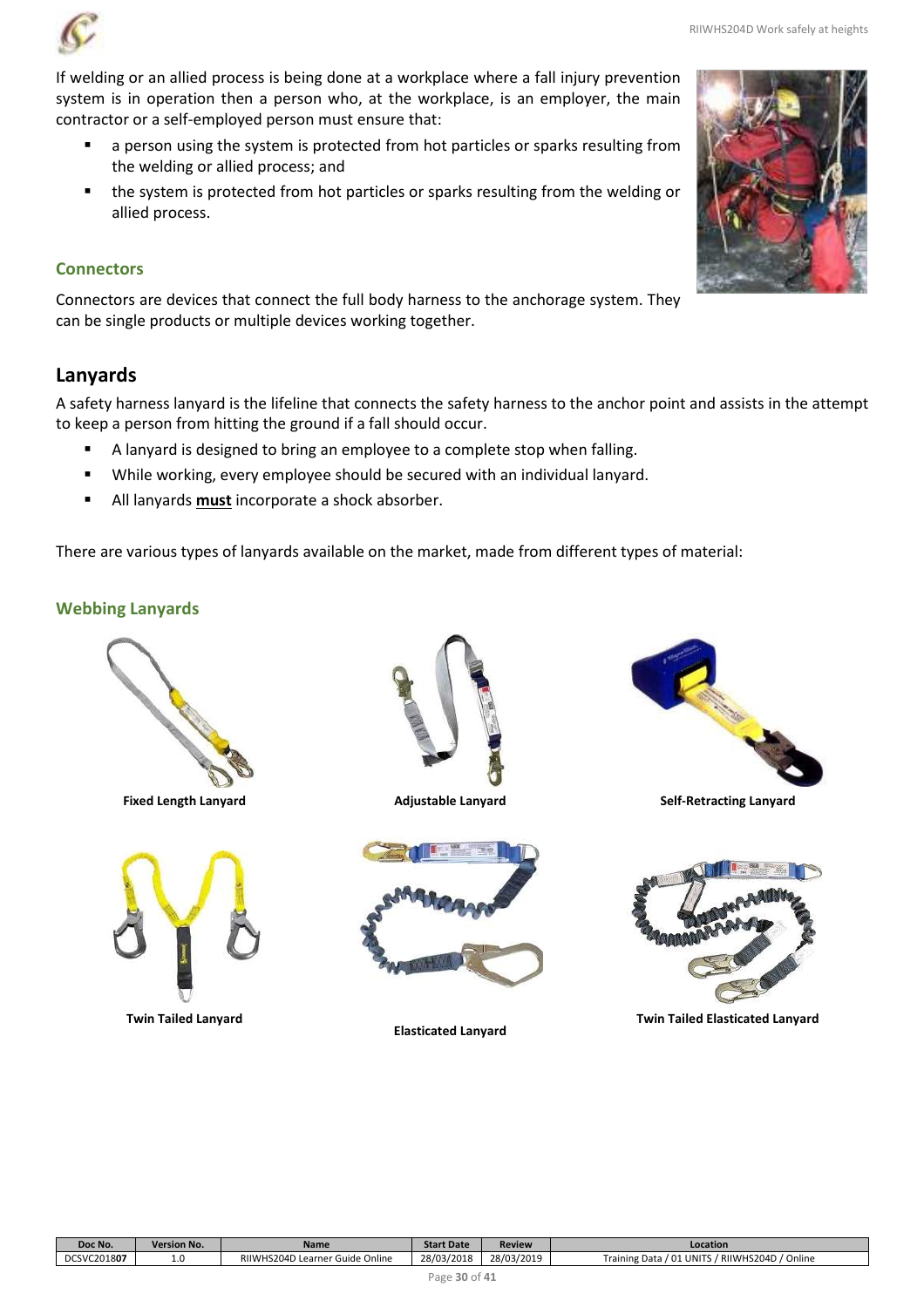If welding or an allied process is being done at a workplace where a fall injury prevention system is in operation then a person who, at the workplace, is an employer, the main contractor or a self-employed person must ensure that:

- a person using the system is protected from hot particles or sparks resulting from the welding or allied process; and
- the system is protected from hot particles or sparks resulting from the welding or allied process.

### Connectors

Connectors are devices that connect the full body harness to the anchorage system. They can be single products or multiple devices working together.

## Lanyards

A safety harness lanyard is the lifeline that connects the safety harness to the anchor point and assists in the attempt to keep a person from hitting the ground if a fall should occur.

- A lanyard is designed to bring an employee to a complete stop when falling.
- While working, every employee should be secured with an individual lanyard.
- All lanyards **must** incorporate a shock absorber.

There are various types of lanyards available on the market, made from different types of material:

### Webbing Lanyards

Fixed Length Lanyard

Adjustable Lanyard

Self-Retracting Lanyard

Twin Tailed Lanyard

Elasticated Lanyard

Twin Tailed Elasticated Lanyard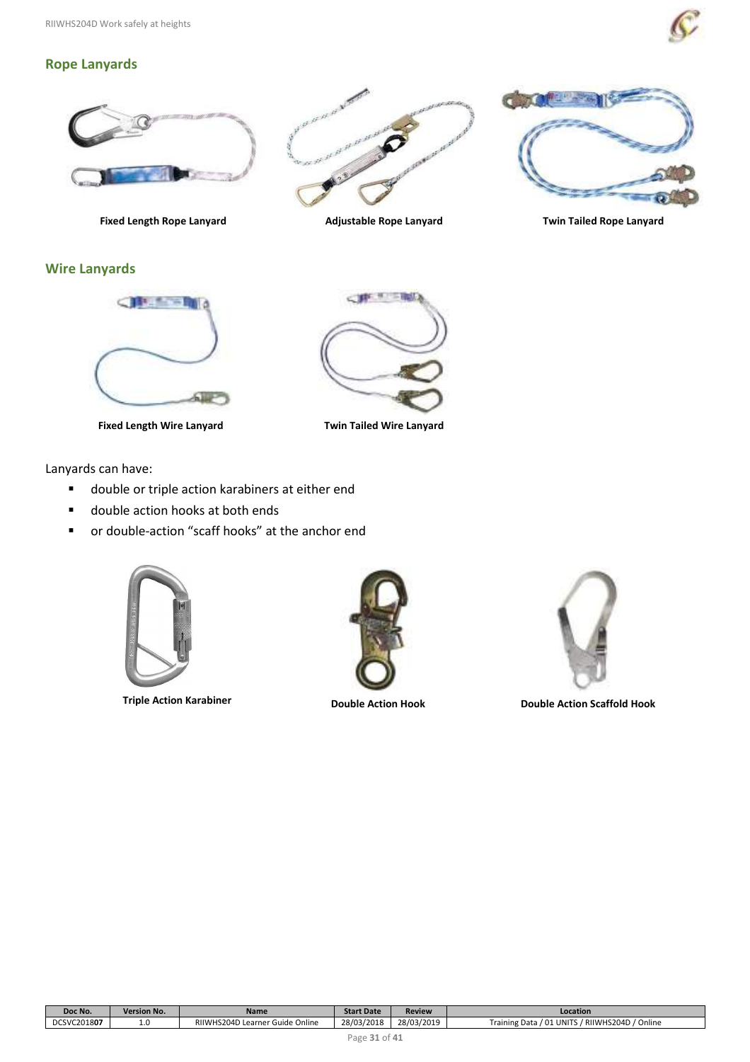## Rope Lanyards

Fixed Length Rope Lanyard

Adjustable Rope Lanyard

Twin Tailed Rope Lanyard

## Wire Lanyards

Fixed Length Wire Lanyard

Twin Tailed Wire Lanyard

Lanyards can have:

- double or triple action karabiners at either end
- double action hooks at both ends
- or double-action "scaff hooks" at the anchor end

Triple Action Karabiner

Double Action Hook

Double Action Scaffold Hook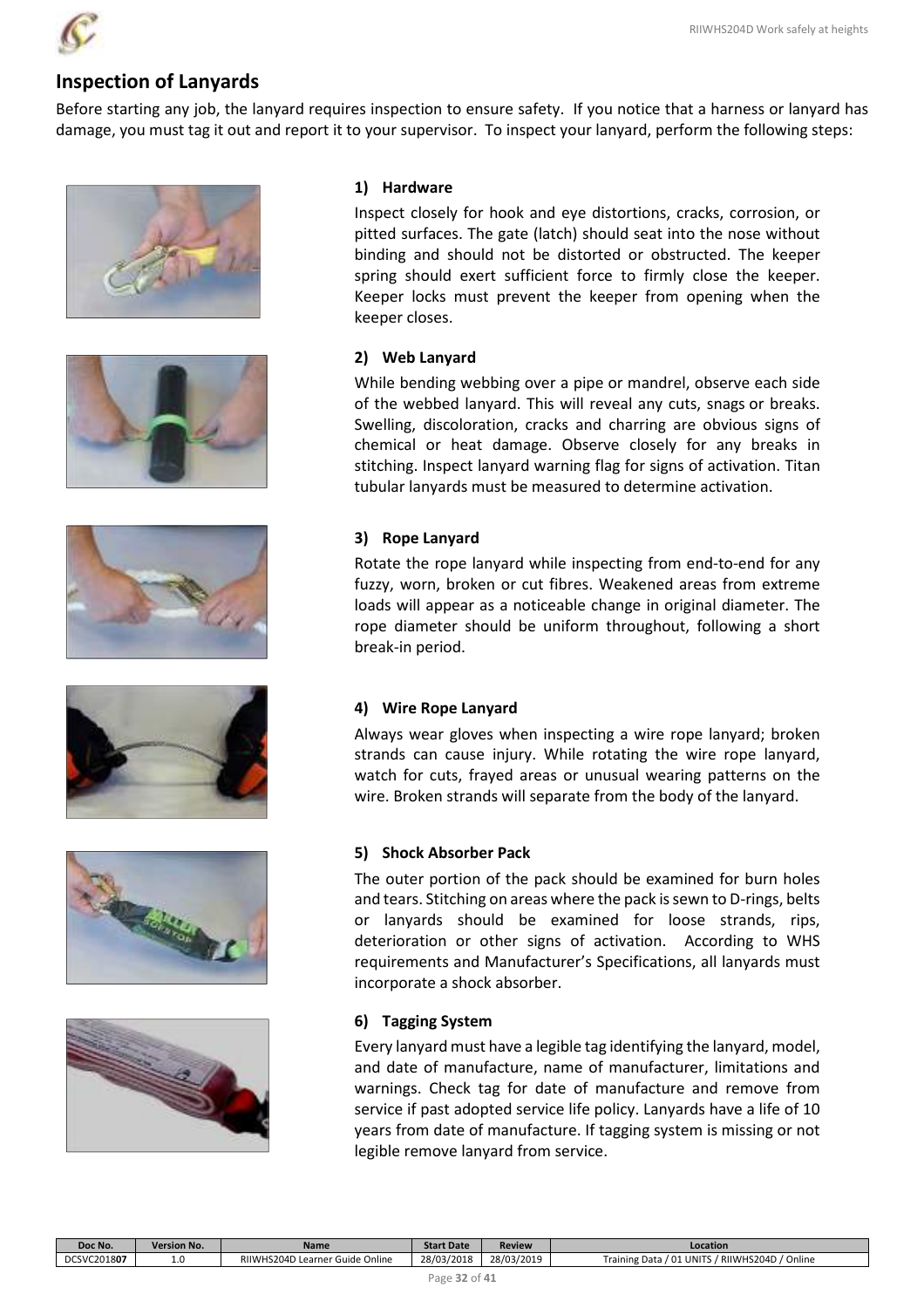## Inspection of Lanyards

Before starting any job, the lanyard requires inspection to ensure safety. If you notice that a harness or lanyard has damage, you must tag it out and report it to your supervisor. To inspect your lanyard, perform the following steps:

### 1) Hardware

Inspect closely for hook and eye distortions, cracks, corrosion, or pitted surfaces. The gate (latch) should seat into the nose without binding and should not be distorted or obstructed. The keeper spring should exert sufficient force to firmly close the keeper. Keeper locks must prevent the keeper from opening when the keeper closes.

### 2) Web Lanyard

While bending webbing over a pipe or mandrel, observe each side of the webbed lanyard. This will reveal any cuts, snags or breaks. Swelling, discoloration, cracks and charring are obvious signs of chemical or heat damage. Observe closely for any breaks in stitching. Inspect lanyard warning flag for signs of activation. Titan tubular lanyards must be measured to determine activation.

### 3) Rope Lanyard

Rotate the rope lanyard while inspecting from end-to-end for any fuzzy, worn, broken or cut fibres. Weakened areas from extreme loads will appear as a noticeable change in original diameter. The rope diameter should be uniform throughout, following a short break-in period.

### 4) Wire Rope Lanyard

Always wear gloves when inspecting a wire rope lanyard; broken strands can cause injury. While rotating the wire rope lanyard, watch for cuts, frayed areas or unusual wearing patterns on the wire. Broken strands will separate from the body of the lanyard.

### 5) Shock Absorber Pack

The outer portion of the pack should be examined for burn holes and tears. Stitching on areas where the pack is sewn to D-rings, belts or lanyards should be examined for loose strands, rips, deterioration or other signs of activation. According to WHS requirements and Manufacturer's Specifications, all lanyards must incorporate a shock absorber.

### 6) Tagging System

Every lanyard must have a legible tag identifying the lanyard, model, and date of manufacture, name of manufacturer, limitations and warnings. Check tag for date of manufacture and remove from service if past adopted service life policy. Lanyards have a life of 10 years from date of manufacture. If tagging system is missing or not legible remove lanyard from service.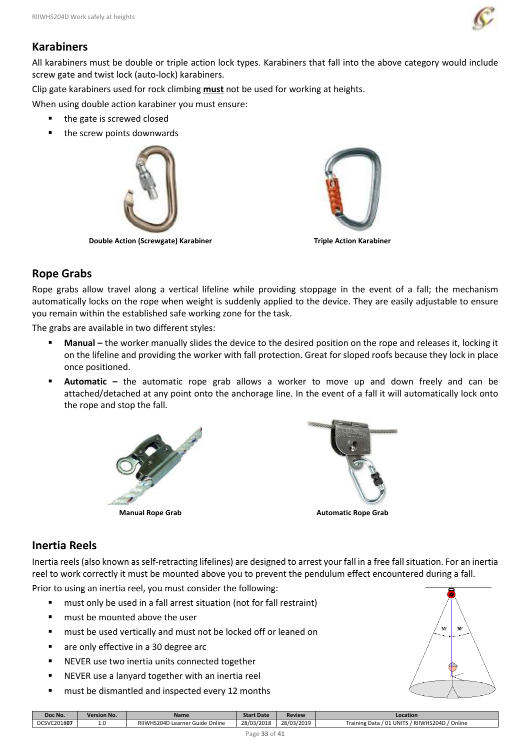## Karabiners

All karabiners must be double or triple action lock types. Karabiners that fall into the above category would include screw gate and twist lock (auto-lock) karabiners.

Clip gate karabiners used for rock climbing **must** not be used for working at heights.

When using double action karabiner you must ensure:

- the gate is screwed closed
- the screw points downwards

**Double Action (Screwgate) Karabiner**

**Triple Action Karabiner**

## Rope Grabs

Rope grabs allow travel along a vertical lifeline while providing stoppage in the event of a fall; the mechanism automatically locks on the rope when weight is suddenly applied to the device. They are easily adjustable to ensure you remain within the established safe working zone for the task.

The grabs are available in two different styles:

- **Manual –** the worker manually slides the device to the desired position on the rope and releases it, locking it on the lifeline and providing the worker with fall protection. Great for sloped roofs because they lock in place once positioned.
- **Automatic –** the automatic rope grab allows a worker to move up and down freely and can be attached/detached at any point onto the anchorage line. In the event of a fall it will automatically lock onto the rope and stop the fall.

**Manual Rope Grab**

**Automatic Rope Grab**

## Inertia Reels

Inertia reels (also known as self-retracting lifelines) are designed to arrest your fall in a free fall situation. For an inertia reel to work correctly it must be mounted above you to prevent the pendulum effect encountered during a fall.

Prior to using an inertia reel, you must consider the following:

- must only be used in a fall arrest situation (not for fall restraint)
- must be mounted above the user
- must be used vertically and must not be locked off or leaned on
- are only effective in a 30 degree arc
- NEVER use two inertia units connected together
- NEVER use a lanyard together with an inertia reel
- must be dismantled and inspected every 12 months

30°
30°

| Doc No. | Version No. | Name | Start Date | Review | Location |
|---|---|---|---|---|---|
| DCSVC201807 | 1.0 | RIIWHS204D Learner Guide Online | 28/03/2018 | 28/03/2019 | Training Data / 01 UNITS / RIIWHS204D / Online |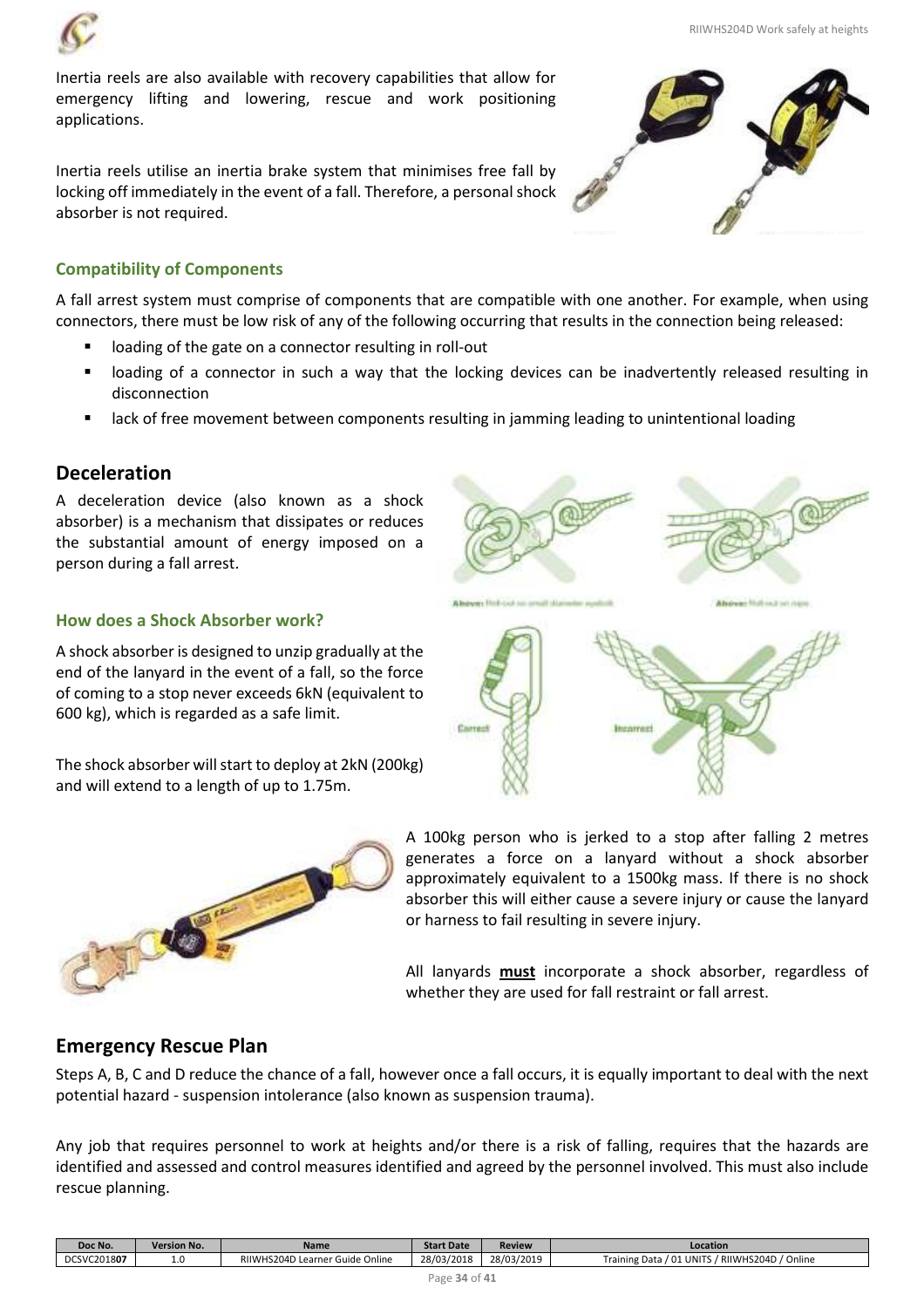Inertia reels are also available with recovery capabilities that allow for emergency lifting and lowering, rescue and work positioning applications.

Inertia reels utilise an inertia brake system that minimises free fall by locking off immediately in the event of a fall. Therefore, a personal shock absorber is not required.

### Compatibility of Components

A fall arrest system must comprise of components that are compatible with one another. For example, when using connectors, there must be low risk of any of the following occurring that results in the connection being released:

- loading of the gate on a connector resulting in roll-out
- loading of a connector in such a way that the locking devices can be inadvertently released resulting in disconnection
- lack of free movement between components resulting in jamming leading to unintentional loading

## Deceleration

A deceleration device (also known as a shock absorber) is a mechanism that dissipates or reduces the substantial amount of energy imposed on a person during a fall arrest.

Above: Roll-out on small diameter eyebolt

Above: Roll-out on rope

Correct

Incorrect

### How does a Shock Absorber work?

A shock absorber is designed to unzip gradually at the end of the lanyard in the event of a fall, so the force of coming to a stop never exceeds 6kN (equivalent to 600 kg), which is regarded as a safe limit.

The shock absorber will start to deploy at 2kN (200kg) and will extend to a length of up to 1.75m.

A 100kg person who is jerked to a stop after falling 2 metres generates a force on a lanyard without a shock absorber approximately equivalent to a 1500kg mass. If there is no shock absorber this will either cause a severe injury or cause the lanyard or harness to fail resulting in severe injury.

All lanyards **<u>must</u>** incorporate a shock absorber, regardless of whether they are used for fall restraint or fall arrest.

## Emergency Rescue Plan

Steps A, B, C and D reduce the chance of a fall, however once a fall occurs, it is equally important to deal with the next potential hazard - suspension intolerance (also known as suspension trauma).

Any job that requires personnel to work at heights and/or there is a risk of falling, requires that the hazards are identified and assessed and control measures identified and agreed by the personnel involved. This must also include rescue planning.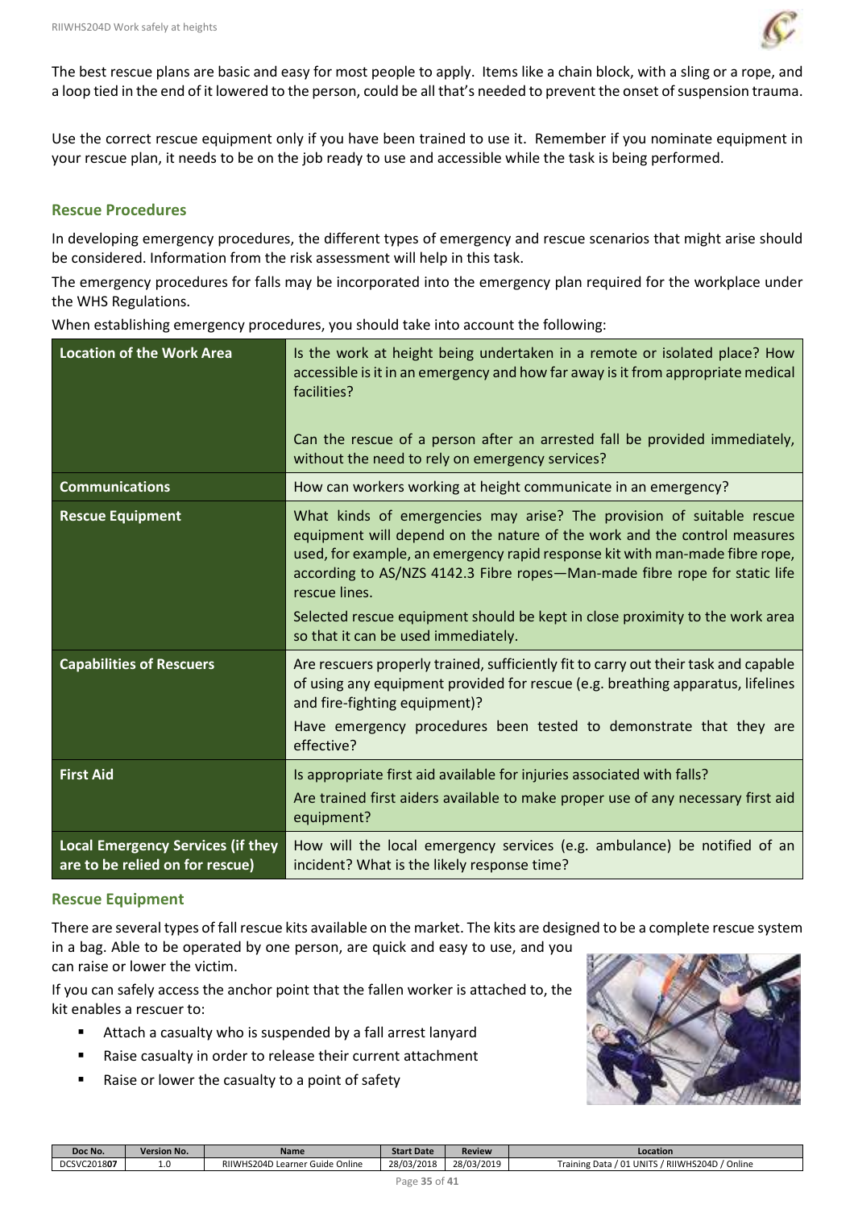The best rescue plans are basic and easy for most people to apply. Items like a chain block, with a sling or a rope, and a loop tied in the end of it lowered to the person, could be all that's needed to prevent the onset of suspension trauma.

Use the correct rescue equipment only if you have been trained to use it. Remember if you nominate equipment in your rescue plan, it needs to be on the job ready to use and accessible while the task is being performed.

### Rescue Procedures

In developing emergency procedures, the different types of emergency and rescue scenarios that might arise should be considered. Information from the risk assessment will help in this task.

The emergency procedures for falls may be incorporated into the emergency plan required for the workplace under the WHS Regulations.

When establishing emergency procedures, you should take into account the following:

| | |
|---|---|
| **Location of the Work Area** | Is the work at height being undertaken in a remote or isolated place? How accessible is it in an emergency and how far away is it from appropriate medical facilities?<br><br>Can the rescue of a person after an arrested fall be provided immediately, without the need to rely on emergency services? |
| **Communications** | How can workers working at height communicate in an emergency? |
| **Rescue Equipment** | What kinds of emergencies may arise? The provision of suitable rescue equipment will depend on the nature of the work and the control measures used, for example, an emergency rapid response kit with man-made fibre rope, according to AS/NZS 4142.3 Fibre ropes—Man-made fibre rope for static life rescue lines.<br><br>Selected rescue equipment should be kept in close proximity to the work area so that it can be used immediately. |
| **Capabilities of Rescuers** | Are rescuers properly trained, sufficiently fit to carry out their task and capable of using any equipment provided for rescue (e.g. breathing apparatus, lifelines and fire-fighting equipment)?<br><br>Have emergency procedures been tested to demonstrate that they are effective? |
| **First Aid** | Is appropriate first aid available for injuries associated with falls?<br><br>Are trained first aiders available to make proper use of any necessary first aid equipment? |
| **Local Emergency Services (if they are to be relied on for rescue)** | How will the local emergency services (e.g. ambulance) be notified of an incident? What is the likely response time? |

### Rescue Equipment

There are several types of fall rescue kits available on the market. The kits are designed to be a complete rescue system in a bag. Able to be operated by one person, are quick and easy to use, and you can raise or lower the victim.

If you can safely access the anchor point that the fallen worker is attached to, the kit enables a rescuer to:

- Attach a casualty who is suspended by a fall arrest lanyard
- Raise casualty in order to release their current attachment
- Raise or lower the casualty to a point of safety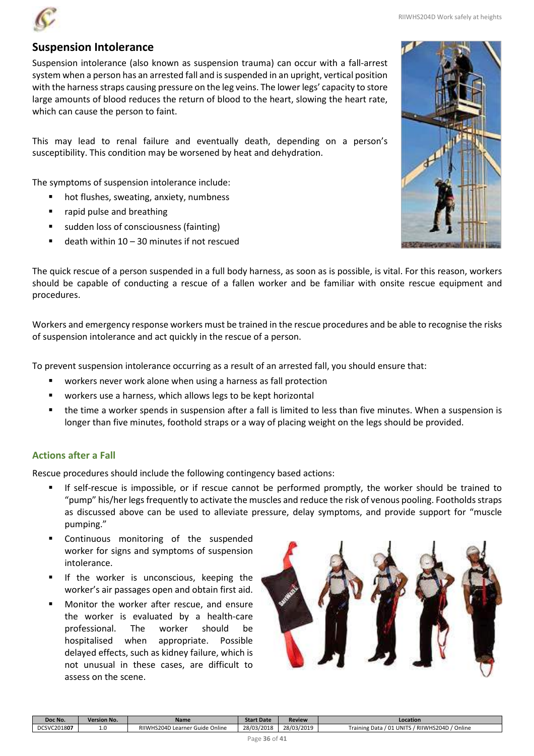## Suspension Intolerance

Suspension intolerance (also known as suspension trauma) can occur with a fall-arrest system when a person has an arrested fall and is suspended in an upright, vertical position with the harness straps causing pressure on the leg veins. The lower legs' capacity to store large amounts of blood reduces the return of blood to the heart, slowing the heart rate, which can cause the person to faint.

This may lead to renal failure and eventually death, depending on a person's susceptibility. This condition may be worsened by heat and dehydration.

The symptoms of suspension intolerance include:

- hot flushes, sweating, anxiety, numbness
- rapid pulse and breathing
- sudden loss of consciousness (fainting)
- death within 10 – 30 minutes if not rescued

The quick rescue of a person suspended in a full body harness, as soon as is possible, is vital. For this reason, workers should be capable of conducting a rescue of a fallen worker and be familiar with onsite rescue equipment and procedures.

Workers and emergency response workers must be trained in the rescue procedures and be able to recognise the risks of suspension intolerance and act quickly in the rescue of a person.

To prevent suspension intolerance occurring as a result of an arrested fall, you should ensure that:

- workers never work alone when using a harness as fall protection
- workers use a harness, which allows legs to be kept horizontal
- the time a worker spends in suspension after a fall is limited to less than five minutes. When a suspension is longer than five minutes, foothold straps or a way of placing weight on the legs should be provided.

### Actions after a Fall

Rescue procedures should include the following contingency based actions:

- If self-rescue is impossible, or if rescue cannot be performed promptly, the worker should be trained to "pump" his/her legs frequently to activate the muscles and reduce the risk of venous pooling. Footholds straps as discussed above can be used to alleviate pressure, delay symptoms, and provide support for "muscle pumping."
- Continuous monitoring of the suspended worker for signs and symptoms of suspension intolerance.
- If the worker is unconscious, keeping the worker's air passages open and obtain first aid.
- Monitor the worker after rescue, and ensure the worker is evaluated by a health-care professional. The worker should be hospitalised when appropriate. Possible delayed effects, such as kidney failure, which is not unusual in these cases, are difficult to assess on the scene.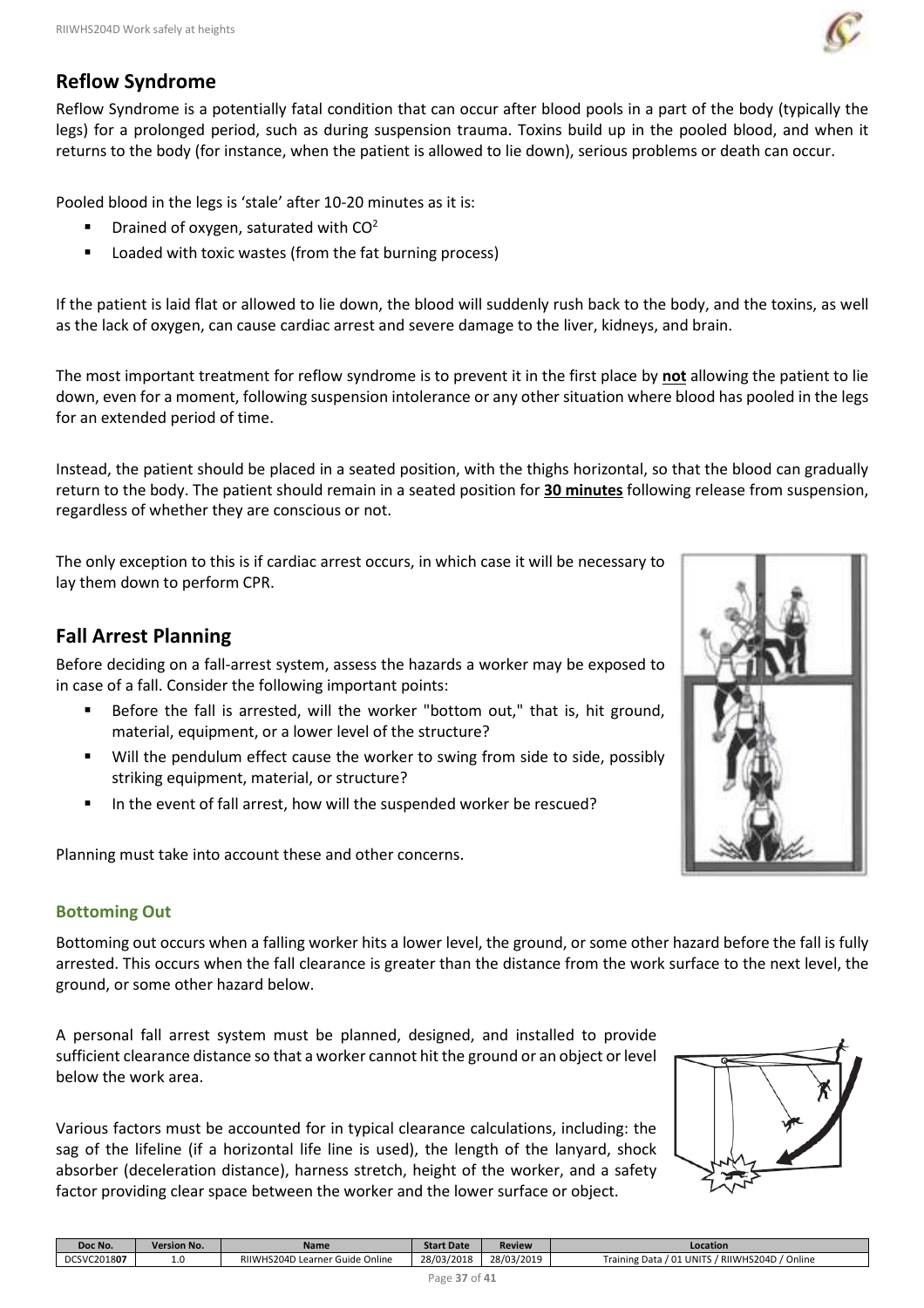## Reflow Syndrome

Reflow Syndrome is a potentially fatal condition that can occur after blood pools in a part of the body (typically the legs) for a prolonged period, such as during suspension trauma. Toxins build up in the pooled blood, and when it returns to the body (for instance, when the patient is allowed to lie down), serious problems or death can occur.

Pooled blood in the legs is 'stale' after 10-20 minutes as it is:

- Drained of oxygen, saturated with $CO^2$
- Loaded with toxic wastes (from the fat burning process)

If the patient is laid flat or allowed to lie down, the blood will suddenly rush back to the body, and the toxins, as well as the lack of oxygen, can cause cardiac arrest and severe damage to the liver, kidneys, and brain.

The most important treatment for reflow syndrome is to prevent it in the first place by **not** allowing the patient to lie down, even for a moment, following suspension intolerance or any other situation where blood has pooled in the legs for an extended period of time.

Instead, the patient should be placed in a seated position, with the thighs horizontal, so that the blood can gradually return to the body. The patient should remain in a seated position for **30 minutes** following release from suspension, regardless of whether they are conscious or not.

The only exception to this is if cardiac arrest occurs, in which case it will be necessary to lay them down to perform CPR.

## Fall Arrest Planning

Before deciding on a fall-arrest system, assess the hazards a worker may be exposed to in case of a fall. Consider the following important points:

- Before the fall is arrested, will the worker "bottom out," that is, hit ground, material, equipment, or a lower level of the structure?
- Will the pendulum effect cause the worker to swing from side to side, possibly striking equipment, material, or structure?
- In the event of fall arrest, how will the suspended worker be rescued?

Planning must take into account these and other concerns.

### Bottoming Out

Bottoming out occurs when a falling worker hits a lower level, the ground, or some other hazard before the fall is fully arrested. This occurs when the fall clearance is greater than the distance from the work surface to the next level, the ground, or some other hazard below.

A personal fall arrest system must be planned, designed, and installed to provide sufficient clearance distance so that a worker cannot hit the ground or an object or level below the work area.

Various factors must be accounted for in typical clearance calculations, including: the sag of the lifeline (if a horizontal life line is used), the length of the lanyard, shock absorber (deceleration distance), harness stretch, height of the worker, and a safety factor providing clear space between the worker and the lower surface or object.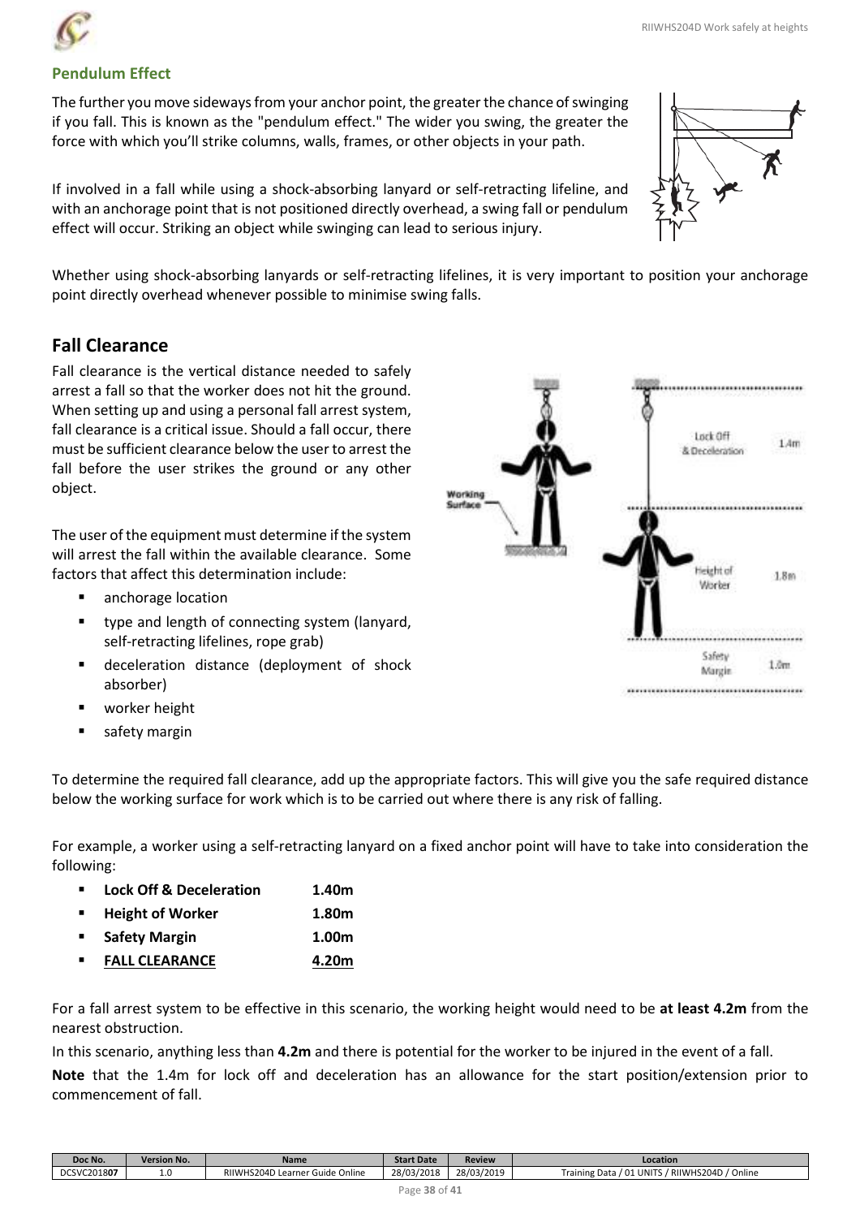### Pendulum Effect

The further you move sideways from your anchor point, the greater the chance of swinging if you fall. This is known as the "pendulum effect." The wider you swing, the greater the force with which you'll strike columns, walls, frames, or other objects in your path.

If involved in a fall while using a shock-absorbing lanyard or self-retracting lifeline, and with an anchorage point that is not positioned directly overhead, a swing fall or pendulum effect will occur. Striking an object while swinging can lead to serious injury.

Whether using shock-absorbing lanyards or self-retracting lifelines, it is very important to position your anchorage point directly overhead whenever possible to minimise swing falls.

## Fall Clearance

Fall clearance is the vertical distance needed to safely arrest a fall so that the worker does not hit the ground. When setting up and using a personal fall arrest system, fall clearance is a critical issue. Should a fall occur, there must be sufficient clearance below the user to arrest the fall before the user strikes the ground or any other object.

The user of the equipment must determine if the system will arrest the fall within the available clearance. Some factors that affect this determination include:

- anchorage location
- type and length of connecting system (lanyard, self-retracting lifelines, rope grab)
- deceleration distance (deployment of shock absorber)
- worker height
- safety margin

Working Surface

Lock Off & Deceleration 1.4m

Height of Worker 1.8m

Safety Margin 1.0m

To determine the required fall clearance, add up the appropriate factors. This will give you the safe required distance below the working surface for work which is to be carried out where there is any risk of falling.

For example, a worker using a self-retracting lanyard on a fixed anchor point will have to take into consideration the following:

- **Lock Off & Deceleration** **1.40m**
- **Height of Worker** **1.80m**
- **Safety Margin** **1.00m**
- **<u>FALL CLEARANCE</u>** **<u>4.20m</u>**

For a fall arrest system to be effective in this scenario, the working height would need to be **at least 4.2m** from the nearest obstruction.

In this scenario, anything less than **4.2m** and there is potential for the worker to be injured in the event of a fall.

**Note** that the 1.4m for lock off and deceleration has an allowance for the start position/extension prior to commencement of fall.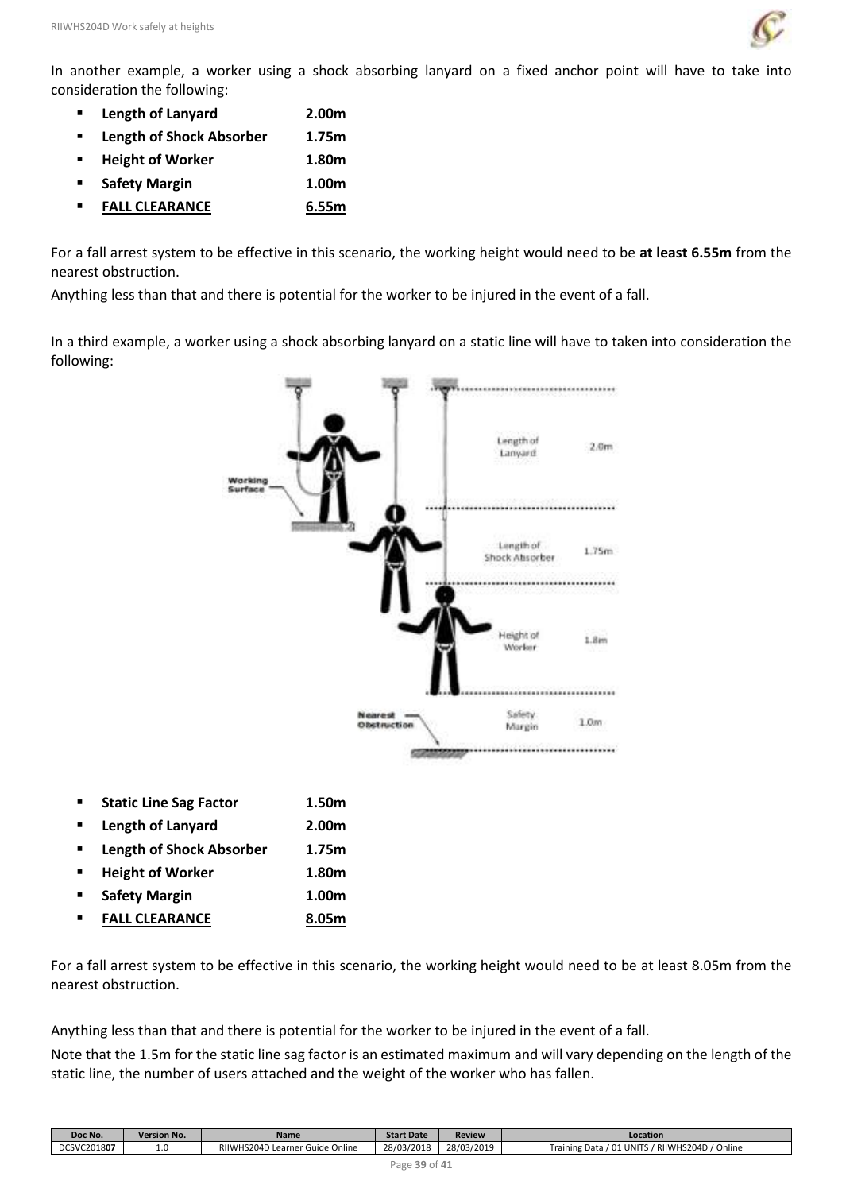In another example, a worker using a shock absorbing lanyard on a fixed anchor point will have to take into consideration the following:

- **Length of Lanyard** **2.00m**
- **Length of Shock Absorber** **1.75m**
- **Height of Worker** **1.80m**
- **Safety Margin** **1.00m**
- **FALL CLEARANCE** **6.55m**

For a fall arrest system to be effective in this scenario, the working height would need to be **at least 6.55m** from the nearest obstruction.

Anything less than that and there is potential for the worker to be injured in the event of a fall.

In a third example, a worker using a shock absorbing lanyard on a static line will have to taken into consideration the following:

Working Surface

Length of Lanyard 2.0m

Length of Shock Absorber 1.75m

Height of Worker 1.8m

Safety Margin 1.0m

Nearest Obstruction

- **Static Line Sag Factor** **1.50m**
- **Length of Lanyard** **2.00m**
- **Length of Shock Absorber** **1.75m**
- **Height of Worker** **1.80m**
- **Safety Margin** **1.00m**
- **FALL CLEARANCE** **8.05m**

For a fall arrest system to be effective in this scenario, the working height would need to be at least 8.05m from the nearest obstruction.

Anything less than that and there is potential for the worker to be injured in the event of a fall.

Note that the 1.5m for the static line sag factor is an estimated maximum and will vary depending on the length of the static line, the number of users attached and the weight of the worker who has fallen.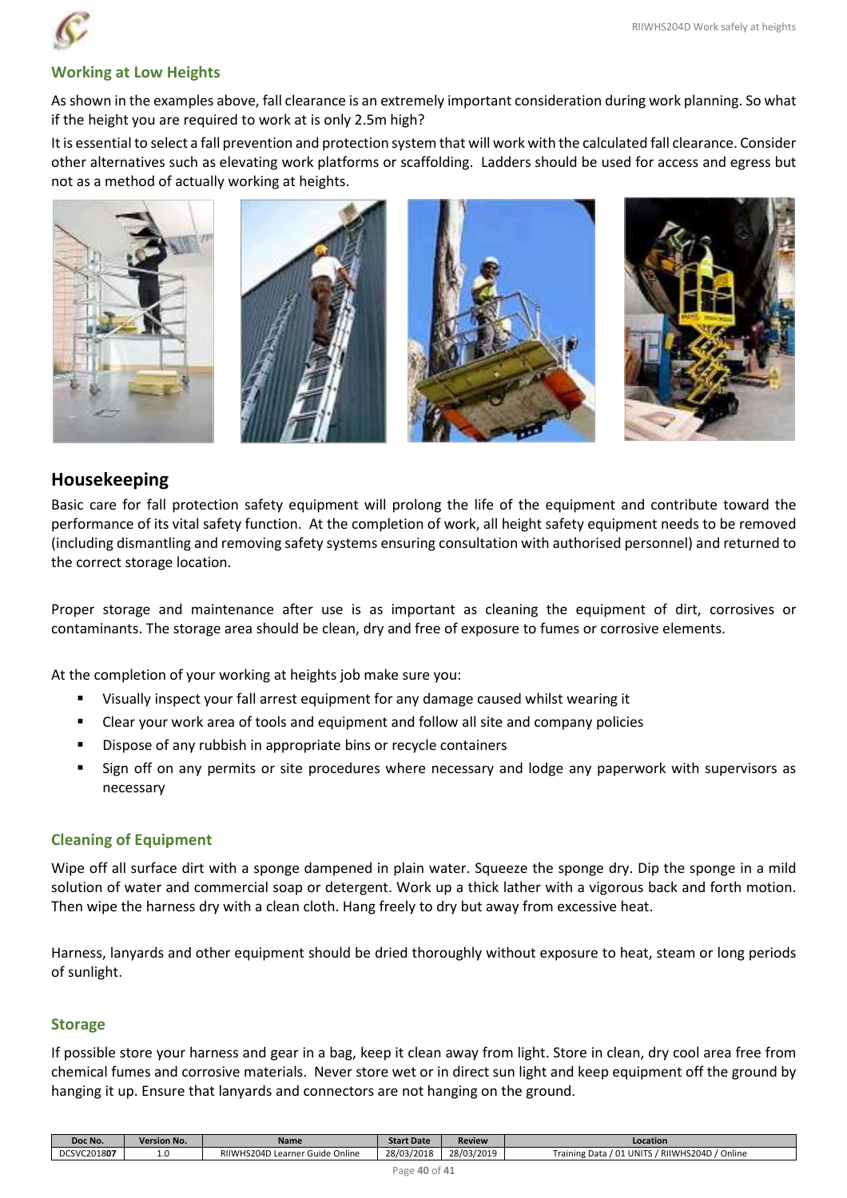### Working at Low Heights

As shown in the examples above, fall clearance is an extremely important consideration during work planning. So what if the height you are required to work at is only 2.5m high?

It is essential to select a fall prevention and protection system that will work with the calculated fall clearance. Consider other alternatives such as elevating work platforms or scaffolding. Ladders should be used for access and egress but not as a method of actually working at heights.

## Housekeeping

Basic care for fall protection safety equipment will prolong the life of the equipment and contribute toward the performance of its vital safety function. At the completion of work, all height safety equipment needs to be removed (including dismantling and removing safety systems ensuring consultation with authorised personnel) and returned to the correct storage location.

Proper storage and maintenance after use is as important as cleaning the equipment of dirt, corrosives or contaminants. The storage area should be clean, dry and free of exposure to fumes or corrosive elements.

At the completion of your working at heights job make sure you:

- Visually inspect your fall arrest equipment for any damage caused whilst wearing it
- Clear your work area of tools and equipment and follow all site and company policies
- Dispose of any rubbish in appropriate bins or recycle containers
- Sign off on any permits or site procedures where necessary and lodge any paperwork with supervisors as necessary

### Cleaning of Equipment

Wipe off all surface dirt with a sponge dampened in plain water. Squeeze the sponge dry. Dip the sponge in a mild solution of water and commercial soap or detergent. Work up a thick lather with a vigorous back and forth motion. Then wipe the harness dry with a clean cloth. Hang freely to dry but away from excessive heat.

Harness, lanyards and other equipment should be dried thoroughly without exposure to heat, steam or long periods of sunlight.

### Storage

If possible store your harness and gear in a bag, keep it clean away from light. Store in clean, dry cool area free from chemical fumes and corrosive materials. Never store wet or in direct sun light and keep equipment off the ground by hanging it up. Ensure that lanyards and connectors are not hanging on the ground.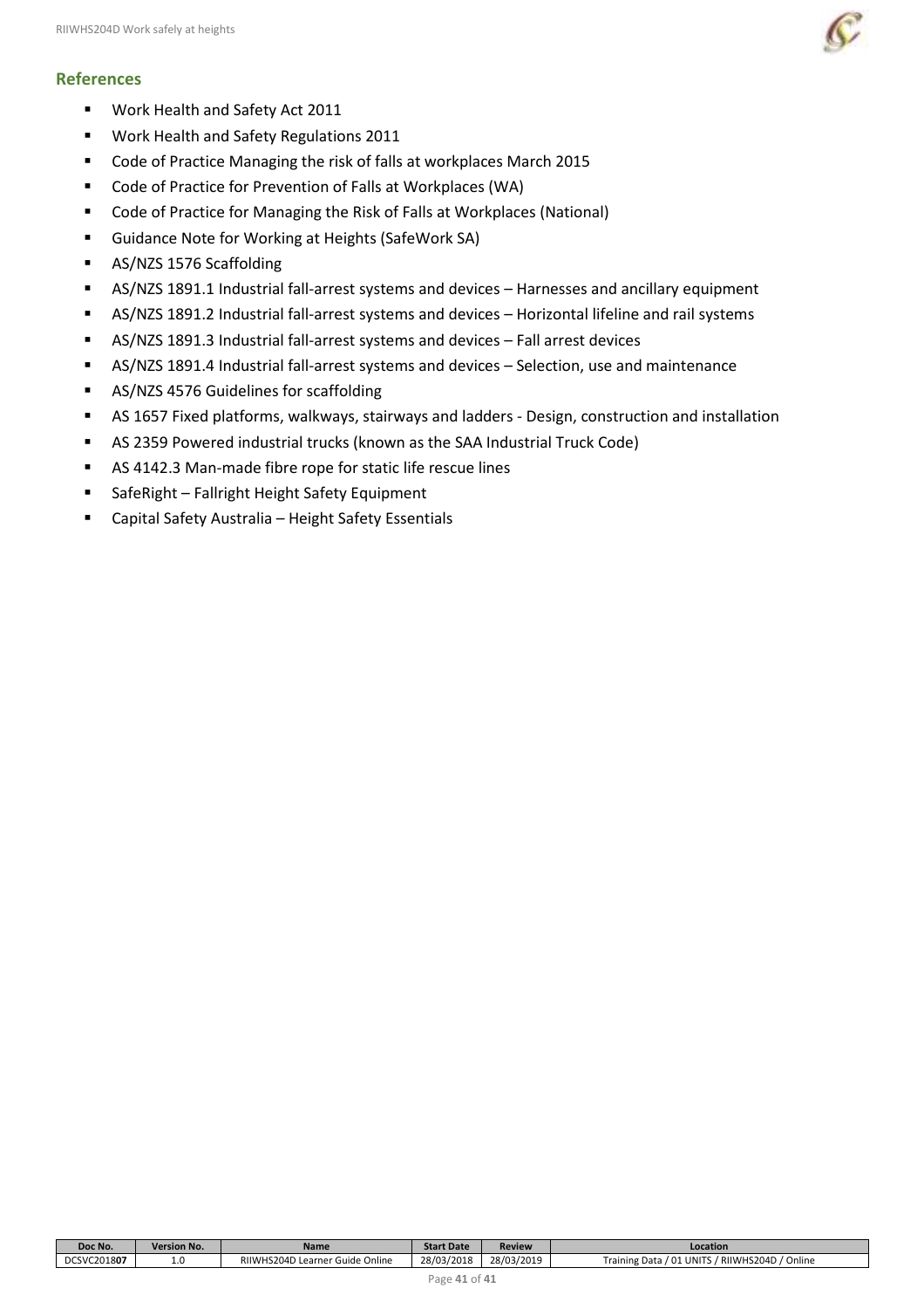## References

- Work Health and Safety Act 2011
- Work Health and Safety Regulations 2011
- Code of Practice Managing the risk of falls at workplaces March 2015
- Code of Practice for Prevention of Falls at Workplaces (WA)
- Code of Practice for Managing the Risk of Falls at Workplaces (National)
- Guidance Note for Working at Heights (SafeWork SA)
- AS/NZS 1576 Scaffolding
- AS/NZS 1891.1 Industrial fall-arrest systems and devices – Harnesses and ancillary equipment
- AS/NZS 1891.2 Industrial fall-arrest systems and devices – Horizontal lifeline and rail systems
- AS/NZS 1891.3 Industrial fall-arrest systems and devices – Fall arrest devices
- AS/NZS 1891.4 Industrial fall-arrest systems and devices – Selection, use and maintenance
- AS/NZS 4576 Guidelines for scaffolding
- AS 1657 Fixed platforms, walkways, stairways and ladders - Design, construction and installation
- AS 2359 Powered industrial trucks (known as the SAA Industrial Truck Code)
- AS 4142.3 Man-made fibre rope for static life rescue lines
- SafeRight – Fallright Height Safety Equipment
- Capital Safety Australia – Height Safety Essentials